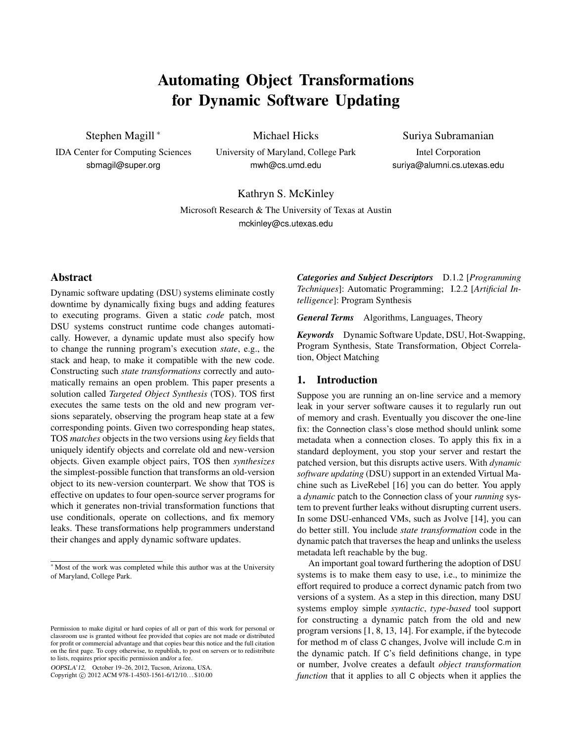# Automating Object Transformations for Dynamic Software Updating

Stephen Magill [*]
IDA Center for Computing Sciences
sbmagil@super.org

Michael Hicks
University of Maryland, College Park
mwh@cs.umd.edu

Suriya Subramanian
Intel Corporation
suriya@alumni.cs.utexas.edu

Kathryn S. McKinley
Microsoft Research & The University of Texas at Austin
mckinley@cs.utexas.edu

## Abstract

Dynamic software updating (DSU) systems eliminate costly downtime by dynamically fixing bugs and adding features to executing programs. Given a static *code* patch, most DSU systems construct runtime code changes automatically. However, a dynamic update must also specify how to change the running program's execution *state*, e.g., the stack and heap, to make it compatible with the new code. Constructing such *state transformations* correctly and automatically remains an open problem. This paper presents a solution called *Targeted Object Synthesis* (TOS). TOS first executes the same tests on the old and new program versions separately, observing the program heap state at a few corresponding points. Given two corresponding heap states, TOS *matches* objects in the two versions using *key* fields that uniquely identify objects and correlate old and new-version objects. Given example object pairs, TOS then *synthesizes* the simplest-possible function that transforms an old-version object to its new-version counterpart. We show that TOS is effective on updates to four open-source server programs for which it generates non-trivial transformation functions that use conditionals, operate on collections, and fix memory leaks. These transformations help programmers understand their changes and apply dynamic software updates.

[*] Most of the work was completed while this author was at the University of Maryland, College Park.

Permission to make digital or hard copies of all or part of this work for personal or classroom use is granted without fee provided that copies are not made or distributed for profit or commercial advantage and that copies bear this notice and the full citation on the first page. To copy otherwise, to republish, to post on servers or to redistribute to lists, requires prior specific permission and/or a fee.
*OOPSLA'12,* October 19–26, 2012, Tucson, Arizona, USA.
Copyright © 2012 ACM 978-1-4503-1561-6/12/10...$10.00

***Categories and Subject Descriptors*** D.1.2 [*Programming Techniques*]: Automatic Programming; I.2.2 [*Artificial Intelligence*]: Program Synthesis

***General Terms*** Algorithms, Languages, Theory

***Keywords*** Dynamic Software Update, DSU, Hot-Swapping, Program Synthesis, State Transformation, Object Correlation, Object Matching

## 1. Introduction

Suppose you are running an on-line service and a memory leak in your server software causes it to regularly run out of memory and crash. Eventually you discover the one-line fix: the `Connection` class's `close` method should unlink some metadata when a connection closes. To apply this fix in a standard deployment, you stop your server and restart the patched version, but this disrupts active users. With *dynamic software updating* (DSU) support in an extended Virtual Machine such as LiveRebel [16] you can do better. You apply a *dynamic* patch to the `Connection` class of your *running* system to prevent further leaks without disrupting current users. In some DSU-enhanced VMs, such as Jvolve [14], you can do better still. You include *state transformation* code in the dynamic patch that traverses the heap and unlinks the useless metadata left reachable by the bug.

An important goal toward furthering the adoption of DSU systems is to make them easy to use, i.e., to minimize the effort required to produce a correct dynamic patch from two versions of a system. As a step in this direction, many DSU systems employ simple *syntactic*, *type-based* tool support for constructing a dynamic patch from the old and new program versions [1, 8, 13, 14]. For example, if the bytecode for method `m` of class `C` changes, Jvolve will include `C.m` in the dynamic patch. If `C`'s field definitions change, in type or number, Jvolve creates a default *object transformation function* that it applies to all `C` objects when it applies the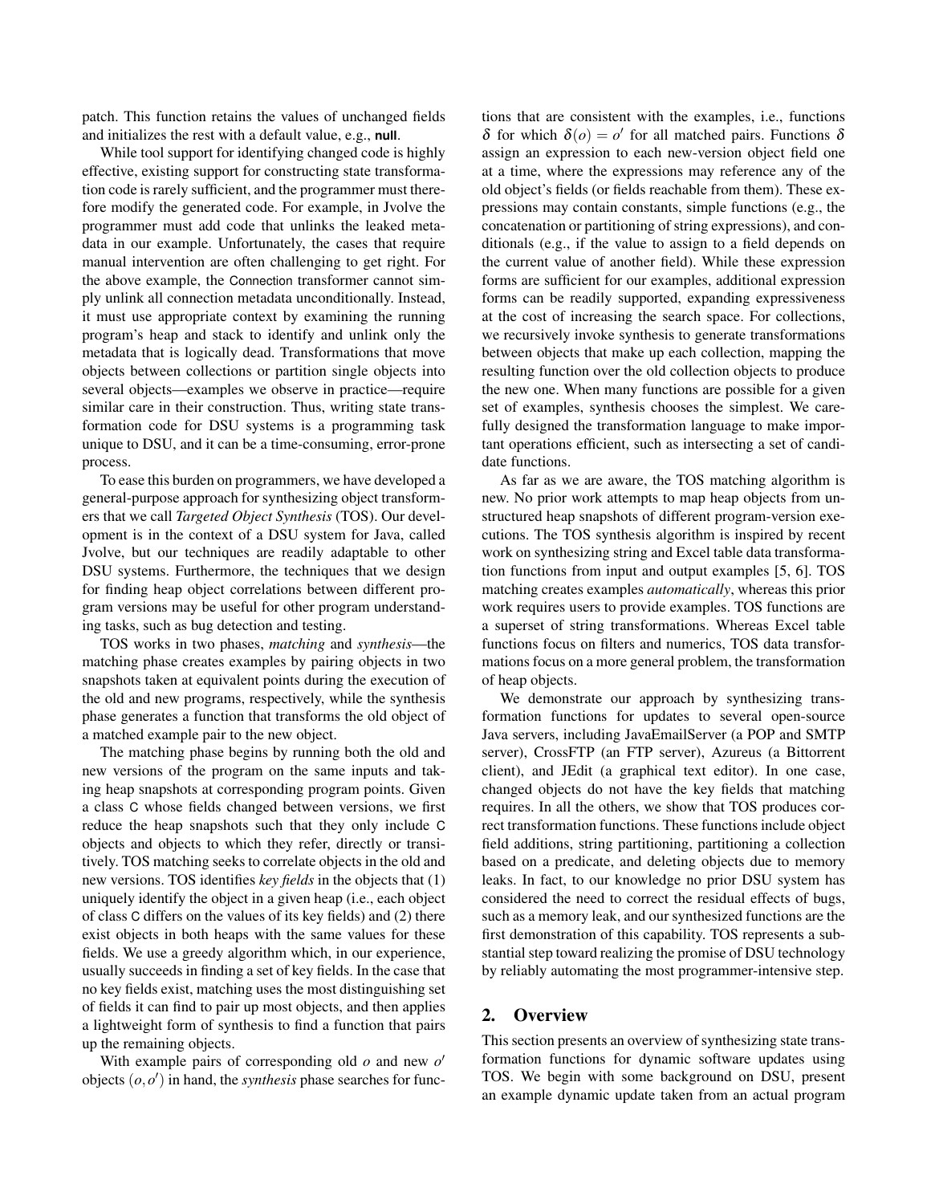patch. This function retains the values of unchanged fields and initializes the rest with a default value, e.g., **null**.

While tool support for identifying changed code is highly effective, existing support for constructing state transformation code is rarely sufficient, and the programmer must therefore modify the generated code. For example, in Jvolve the programmer must add code that unlinks the leaked metadata in our example. Unfortunately, the cases that require manual intervention are often challenging to get right. For the above example, the Connection transformer cannot simply unlink all connection metadata unconditionally. Instead, it must use appropriate context by examining the running program's heap and stack to identify and unlink only the metadata that is logically dead. Transformations that move objects between collections or partition single objects into several objects—examples we observe in practice—require similar care in their construction. Thus, writing state transformation code for DSU systems is a programming task unique to DSU, and it can be a time-consuming, error-prone process.

To ease this burden on programmers, we have developed a general-purpose approach for synthesizing object transformers that we call *Targeted Object Synthesis* (TOS). Our development is in the context of a DSU system for Java, called Jvolve, but our techniques are readily adaptable to other DSU systems. Furthermore, the techniques that we design for finding heap object correlations between different program versions may be useful for other program understanding tasks, such as bug detection and testing.

TOS works in two phases, *matching* and *synthesis*—the matching phase creates examples by pairing objects in two snapshots taken at equivalent points during the execution of the old and new programs, respectively, while the synthesis phase generates a function that transforms the old object of a matched example pair to the new object.

The matching phase begins by running both the old and new versions of the program on the same inputs and taking heap snapshots at corresponding program points. Given a class C whose fields changed between versions, we first reduce the heap snapshots such that they only include C objects and objects to which they refer, directly or transitively. TOS matching seeks to correlate objects in the old and new versions. TOS identifies *key fields* in the objects that (1) uniquely identify the object in a given heap (i.e., each object of class C differs on the values of its key fields) and (2) there exist objects in both heaps with the same values for these fields. We use a greedy algorithm which, in our experience, usually succeeds in finding a set of key fields. In the case that no key fields exist, matching uses the most distinguishing set of fields it can find to pair up most objects, and then applies a lightweight form of synthesis to find a function that pairs up the remaining objects.

With example pairs of corresponding old $o$ and new $o'$ objects $(o, o')$ in hand, the *synthesis* phase searches for functions that are consistent with the examples, i.e., functions $\delta$ for which $\delta(o) = o'$ for all matched pairs. Functions $\delta$ assign an expression to each new-version object field one at a time, where the expressions may reference any of the old object's fields (or fields reachable from them). These expressions may contain constants, simple functions (e.g., the concatenation or partitioning of string expressions), and conditionals (e.g., if the value to assign to a field depends on the current value of another field). While these expression forms are sufficient for our examples, additional expression forms can be readily supported, expanding expressiveness at the cost of increasing the search space. For collections, we recursively invoke synthesis to generate transformations between objects that make up each collection, mapping the resulting function over the old collection objects to produce the new one. When many functions are possible for a given set of examples, synthesis chooses the simplest. We carefully designed the transformation language to make important operations efficient, such as intersecting a set of candidate functions.

As far as we are aware, the TOS matching algorithm is new. No prior work attempts to map heap objects from unstructured heap snapshots of different program-version executions. The TOS synthesis algorithm is inspired by recent work on synthesizing string and Excel table data transformation functions from input and output examples [5, 6]. TOS matching creates examples *automatically*, whereas this prior work requires users to provide examples. TOS functions are a superset of string transformations. Whereas Excel table functions focus on filters and numerics, TOS data transformations focus on a more general problem, the transformation of heap objects.

We demonstrate our approach by synthesizing transformation functions for updates to several open-source Java servers, including JavaEmailServer (a POP and SMTP server), CrossFTP (an FTP server), Azureus (a Bittorrent client), and JEdit (a graphical text editor). In one case, changed objects do not have the key fields that matching requires. In all the others, we show that TOS produces correct transformation functions. These functions include object field additions, string partitioning, partitioning a collection based on a predicate, and deleting objects due to memory leaks. In fact, to our knowledge no prior DSU system has considered the need to correct the residual effects of bugs, such as a memory leak, and our synthesized functions are the first demonstration of this capability. TOS represents a substantial step toward realizing the promise of DSU technology by reliably automating the most programmer-intensive step.

## 2. Overview

This section presents an overview of synthesizing state transformation functions for dynamic software updates using TOS. We begin with some background on DSU, present an example dynamic update taken from an actual program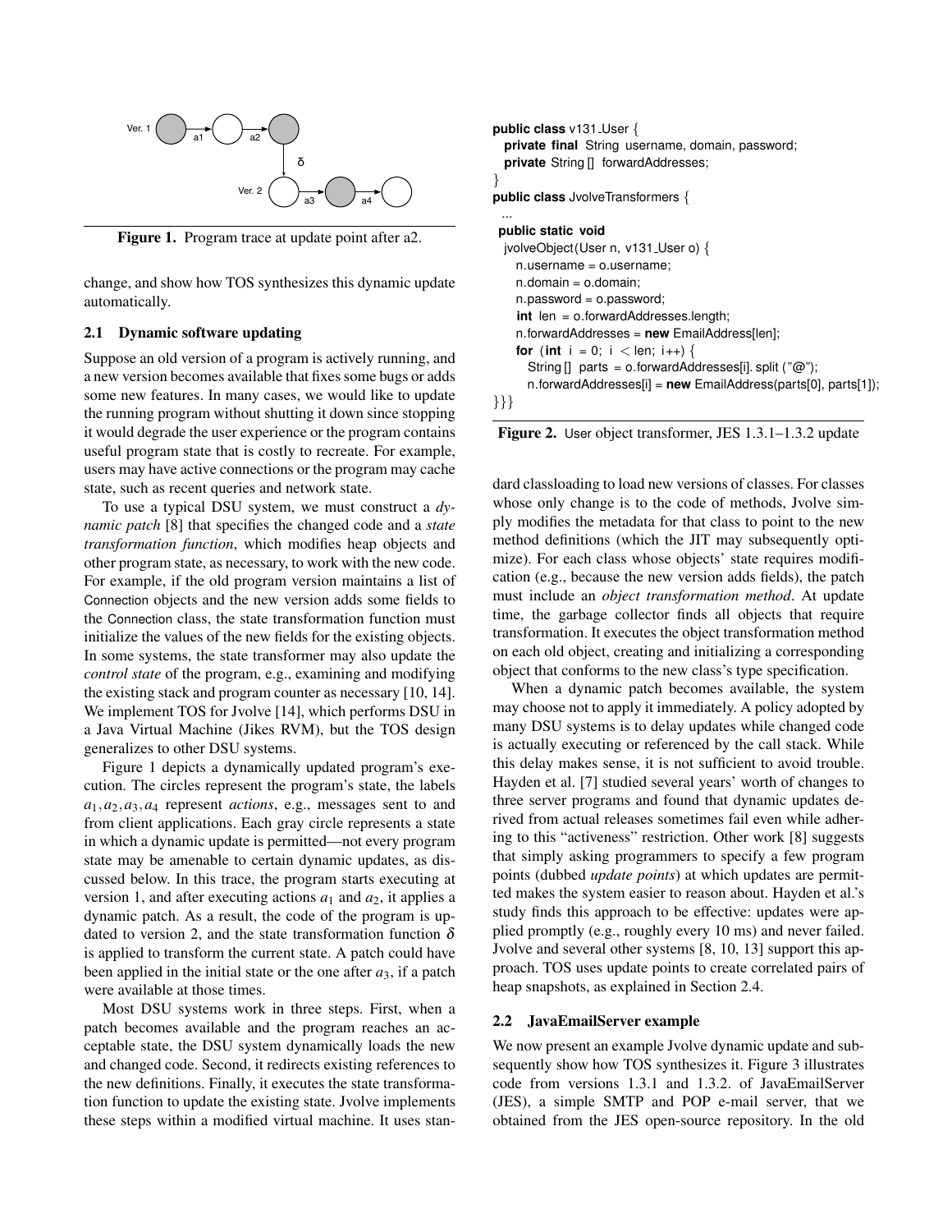Figure 1. Program trace at update point after a2.

change, and show how TOS synthesizes this dynamic update automatically.

### 2.1 Dynamic software updating

Suppose an old version of a program is actively running, and a new version becomes available that fixes some bugs or adds some new features. In many cases, we would like to update the running program without shutting it down since stopping it would degrade the user experience or the program contains useful program state that is costly to recreate. For example, users may have active connections or the program may cache state, such as recent queries and network state.

To use a typical DSU system, we must construct a *dynamic patch* [8] that specifies the changed code and a *state transformation function*, which modifies heap objects and other program state, as necessary, to work with the new code. For example, if the old program version maintains a list of Connection objects and the new version adds some fields to the Connection class, the state transformation function must initialize the values of the new fields for the existing objects. In some systems, the state transformer may also update the *control state* of the program, e.g., examining and modifying the existing stack and program counter as necessary [10, 14]. We implement TOS for Jvolve [14], which performs DSU in a Java Virtual Machine (Jikes RVM), but the TOS design generalizes to other DSU systems.

Figure 1 depicts a dynamically updated program's execution. The circles represent the program's state, the labels $a_1, a_2, a_3, a_4$ represent *actions*, e.g., messages sent to and from client applications. Each gray circle represents a state in which a dynamic update is permitted—not every program state may be amenable to certain dynamic updates, as discussed below. In this trace, the program starts executing at version 1, and after executing actions $a_1$ and $a_2$, it applies a dynamic patch. As a result, the code of the program is updated to version 2, and the state transformation function $\delta$ is applied to transform the current state. A patch could have been applied in the initial state or the one after $a_3$, if a patch were available at those times.

Most DSU systems work in three steps. First, when a patch becomes available and the program reaches an acceptable state, the DSU system dynamically loads the new and changed code. Second, it redirects existing references to the new definitions. Finally, it executes the state transformation function to update the existing state. Jvolve implements these steps within a modified virtual machine. It uses standard classloading to load new versions of classes. For classes whose only change is to the code of methods, Jvolve simply modifies the metadata for that class to point to the new method definitions (which the JIT may subsequently optimize). For each class whose objects' state requires modification (e.g., because the new version adds fields), the patch must include an *object transformation method*. At update time, the garbage collector finds all objects that require transformation. It executes the object transformation method on each old object, creating and initializing a corresponding object that conforms to the new class's type specification.

```
public class v131_User {
  private final String username, domain, password;
  private String [] forwardAddresses;
}
public class JvolveTransformers {
 ...
 public static void
  jvolveObject(User n, v131_User o) {
    n.username = o.username;
    n.domain = o.domain;
    n.password = o.password;
    int len = o.forwardAddresses.length;
    n.forwardAddresses = new EmailAddress[len];
    for (int i = 0; i < len; i++) {
      String [] parts = o.forwardAddresses[i]. split ("@");
      n.forwardAddresses[i] = new EmailAddress(parts[0], parts[1]);
}}}
```

Figure 2. User object transformer, JES 1.3.1–1.3.2 update

When a dynamic patch becomes available, the system may choose not to apply it immediately. A policy adopted by many DSU systems is to delay updates while changed code is actually executing or referenced by the call stack. While this delay makes sense, it is not sufficient to avoid trouble. Hayden et al. [7] studied several years' worth of changes to three server programs and found that dynamic updates derived from actual releases sometimes fail even while adhering to this "activeness" restriction. Other work [8] suggests that simply asking programmers to specify a few program points (dubbed *update points*) at which updates are permitted makes the system easier to reason about. Hayden et al.'s study finds this approach to be effective: updates were applied promptly (e.g., roughly every 10 ms) and never failed. Jvolve and several other systems [8, 10, 13] support this approach. TOS uses update points to create correlated pairs of heap snapshots, as explained in Section 2.4.

### 2.2 JavaEmailServer example

We now present an example Jvolve dynamic update and subsequently show how TOS synthesizes it. Figure 3 illustrates code from versions 1.3.1 and 1.3.2. of JavaEmailServer (JES), a simple SMTP and POP e-mail server, that we obtained from the JES open-source repository. In the old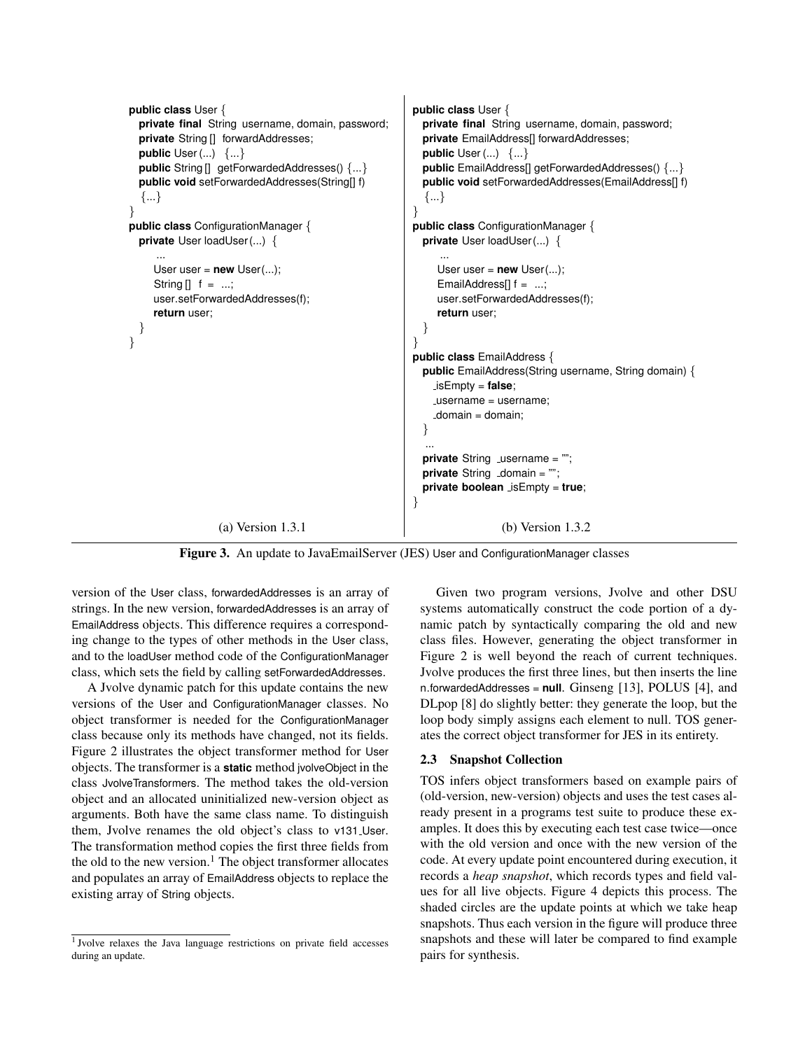```java
public class User {
  private final String username, domain, password;
  private String [] forwardAddresses;
  public User (...) {...}
  public String [] getForwardedAddresses() {...}
  public void setForwardedAddresses(String[] f)
   {...}
}
public class ConfigurationManager {
  private User loadUser (...) {
      ...
     User user = new User(...);
     String [] f = ...;
     user.setForwardedAddresses(f);
     return user;
  }
}
```

(a) Version 1.3.1

```java
public class User {
  private final String username, domain, password;
  private EmailAddress[] forwardAddresses;
  public User (...) {...}
  public EmailAddress[] getForwardedAddresses() {...}
  public void setForwardedAddresses(EmailAddress[] f)
   {...}
}
public class ConfigurationManager {
  private User loadUser (...) {
      ...
     User user = new User(...);
     EmailAddress[] f = ...;
     user.setForwardedAddresses(f);
     return user;
  }
}
public class EmailAddress {
  public EmailAddress(String username, String domain) {
    _isEmpty = false;
    _username = username;
    _domain = domain;
  }
   ...
  private String _username = "";
  private String _domain = "";
  private boolean _isEmpty = true;
}
```

(b) Version 1.3.2

**Figure 3.** An update to JavaEmailServer (JES) User and ConfigurationManager classes

version of the User class, forwardedAddresses is an array of strings. In the new version, forwardedAddresses is an array of EmailAddress objects. This difference requires a corresponding change to the types of other methods in the User class, and to the loadUser method code of the ConfigurationManager class, which sets the field by calling setForwardedAddresses.

A Jvolve dynamic patch for this update contains the new versions of the User and ConfigurationManager classes. No object transformer is needed for the ConfigurationManager class because only its methods have changed, not its fields. Figure 2 illustrates the object transformer method for User objects. The transformer is a **static** method jvolveObject in the class JvolveTransformers. The method takes the old-version object and an allocated uninitialized new-version object as arguments. Both have the same class name. To distinguish them, Jvolve renames the old object's class to v131_User. The transformation method copies the first three fields from the old to the new version.[1] The object transformer allocates and populates an array of EmailAddress objects to replace the existing array of String objects.

Given two program versions, Jvolve and other DSU systems automatically construct the code portion of a dynamic patch by syntactically comparing the old and new class files. However, generating the object transformer in Figure 2 is well beyond the reach of current techniques. Jvolve produces the first three lines, but then inserts the line n.forwardedAddresses = **null**. Ginseng [13], POLUS [4], and DLpop [8] do slightly better: they generate the loop, but the loop body simply assigns each element to null. TOS generates the correct object transformer for JES in its entirety.

### 2.3 Snapshot Collection

TOS infers object transformers based on example pairs of (old-version, new-version) objects and uses the test cases already present in a programs test suite to produce these examples. It does this by executing each test case twice—once with the old version and once with the new version of the code. At every update point encountered during execution, it records a *heap snapshot*, which records types and field values for all live objects. Figure 4 depicts this process. The shaded circles are the update points at which we take heap snapshots. Thus each version in the figure will produce three snapshots and these will later be compared to find example pairs for synthesis.

[1] Jvolve relaxes the Java language restrictions on private field accesses during an update.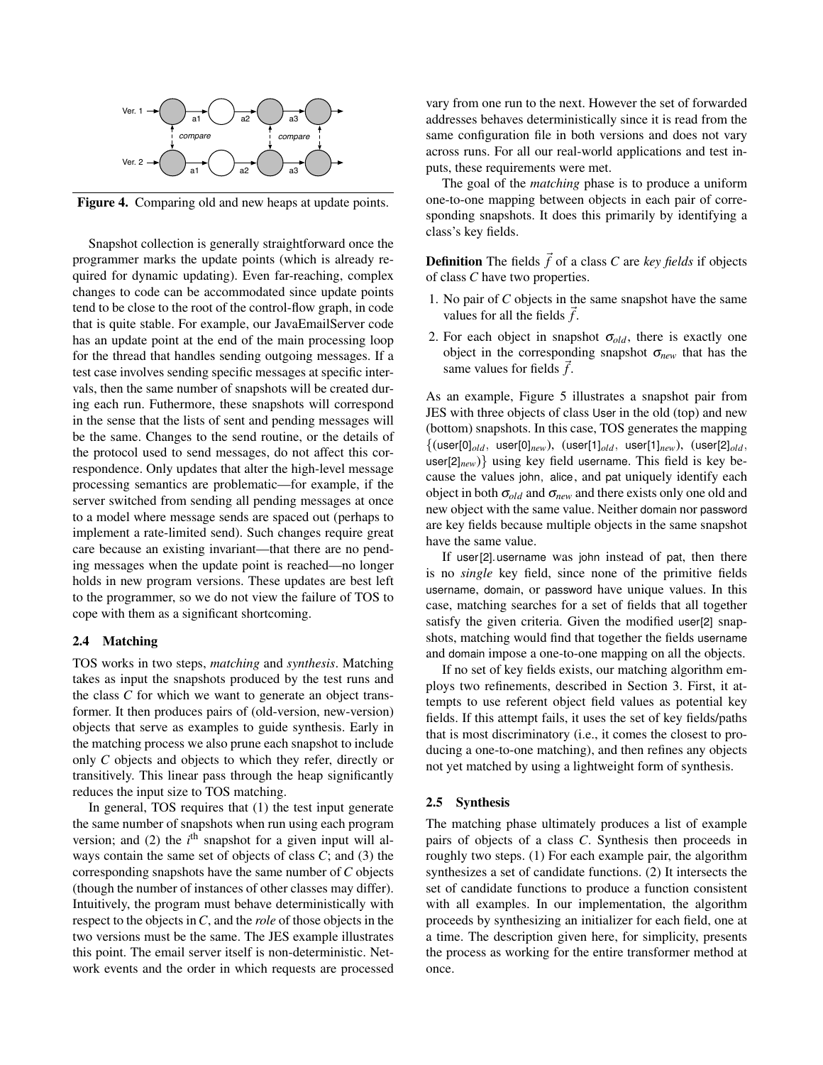Ver. 1
a1
a2
a3
compare
compare
Ver. 2
a1
a2
a3

**Figure 4.** Comparing old and new heaps at update points.

Snapshot collection is generally straightforward once the programmer marks the update points (which is already required for dynamic updating). Even far-reaching, complex changes to code can be accommodated since update points tend to be close to the root of the control-flow graph, in code that is quite stable. For example, our JavaEmailServer code has an update point at the end of the main processing loop for the thread that handles sending outgoing messages. If a test case involves sending specific messages at specific intervals, then the same number of snapshots will be created during each run. Futhermore, these snapshots will correspond in the sense that the lists of sent and pending messages will be the same. Changes to the send routine, or the details of the protocol used to send messages, do not affect this correspondence. Only updates that alter the high-level message processing semantics are problematic—for example, if the server switched from sending all pending messages at once to a model where message sends are spaced out (perhaps to implement a rate-limited send). Such changes require great care because an existing invariant—that there are no pending messages when the update point is reached—no longer holds in new program versions. These updates are best left to the programmer, so we do not view the failure of TOS to cope with them as a significant shortcoming.

### 2.4 Matching

TOS works in two steps, *matching* and *synthesis*. Matching takes as input the snapshots produced by the test runs and the class $C$ for which we want to generate an object transformer. It then produces pairs of (old-version, new-version) objects that serve as examples to guide synthesis. Early in the matching process we also prune each snapshot to include only $C$ objects and objects to which they refer, directly or transitively. This linear pass through the heap significantly reduces the input size to TOS matching.

In general, TOS requires that (1) the test input generate the same number of snapshots when run using each program version; and (2) the $i^{\text{th}}$ snapshot for a given input will always contain the same set of objects of class $C$; and (3) the corresponding snapshots have the same number of $C$ objects (though the number of instances of other classes may differ). Intuitively, the program must behave deterministically with respect to the objects in $C$, and the *role* of those objects in the two versions must be the same. The JES example illustrates this point. The email server itself is non-deterministic. Network events and the order in which requests are processed vary from one run to the next. However the set of forwarded addresses behaves deterministically since it is read from the same configuration file in both versions and does not vary across runs. For all our real-world applications and test inputs, these requirements were met.

The goal of the *matching* phase is to produce a uniform one-to-one mapping between objects in each pair of corresponding snapshots. It does this primarily by identifying a class's key fields.

**Definition** The fields $\vec{f}$ of a class $C$ are *key fields* if objects of class $C$ have two properties.

1. No pair of $C$ objects in the same snapshot have the same values for all the fields $\vec{f}$.
2. For each object in snapshot $\sigma_{old}$, there is exactly one object in the corresponding snapshot $\sigma_{new}$ that has the same values for fields $\vec{f}$.

As an example, Figure 5 illustrates a snapshot pair from JES with three objects of class User in the old (top) and new (bottom) snapshots. In this case, TOS generates the mapping $\{(\text{user[0]}_{old},\ \text{user[0]}_{new}),\ (\text{user[1]}_{old},\ \text{user[1]}_{new}),\ (\text{user[2]}_{old},\ \text{user[2]}_{new})\}$ using key field username. This field is key because the values john, alice, and pat uniquely identify each object in both $\sigma_{old}$ and $\sigma_{new}$ and there exists only one old and new object with the same value. Neither domain nor password are key fields because multiple objects in the same snapshot have the same value.

If user[2].username was john instead of pat, then there is no *single* key field, since none of the primitive fields username, domain, or password have unique values. In this case, matching searches for a set of fields that all together satisfy the given criteria. Given the modified user[2] snapshots, matching would find that together the fields username and domain impose a one-to-one mapping on all the objects.

If no set of key fields exists, our matching algorithm employs two refinements, described in Section 3. First, it attempts to use referent object field values as potential key fields. If this attempt fails, it uses the set of key fields/paths that is most discriminatory (i.e., it comes the closest to producing a one-to-one matching), and then refines any objects not yet matched by using a lightweight form of synthesis.

### 2.5 Synthesis

The matching phase ultimately produces a list of example pairs of objects of a class $C$. Synthesis then proceeds in roughly two steps. (1) For each example pair, the algorithm synthesizes a set of candidate functions. (2) It intersects the set of candidate functions to produce a function consistent with all examples. In our implementation, the algorithm proceeds by synthesizing an initializer for each field, one at a time. The description given here, for simplicity, presents the process as working for the entire transformer method at once.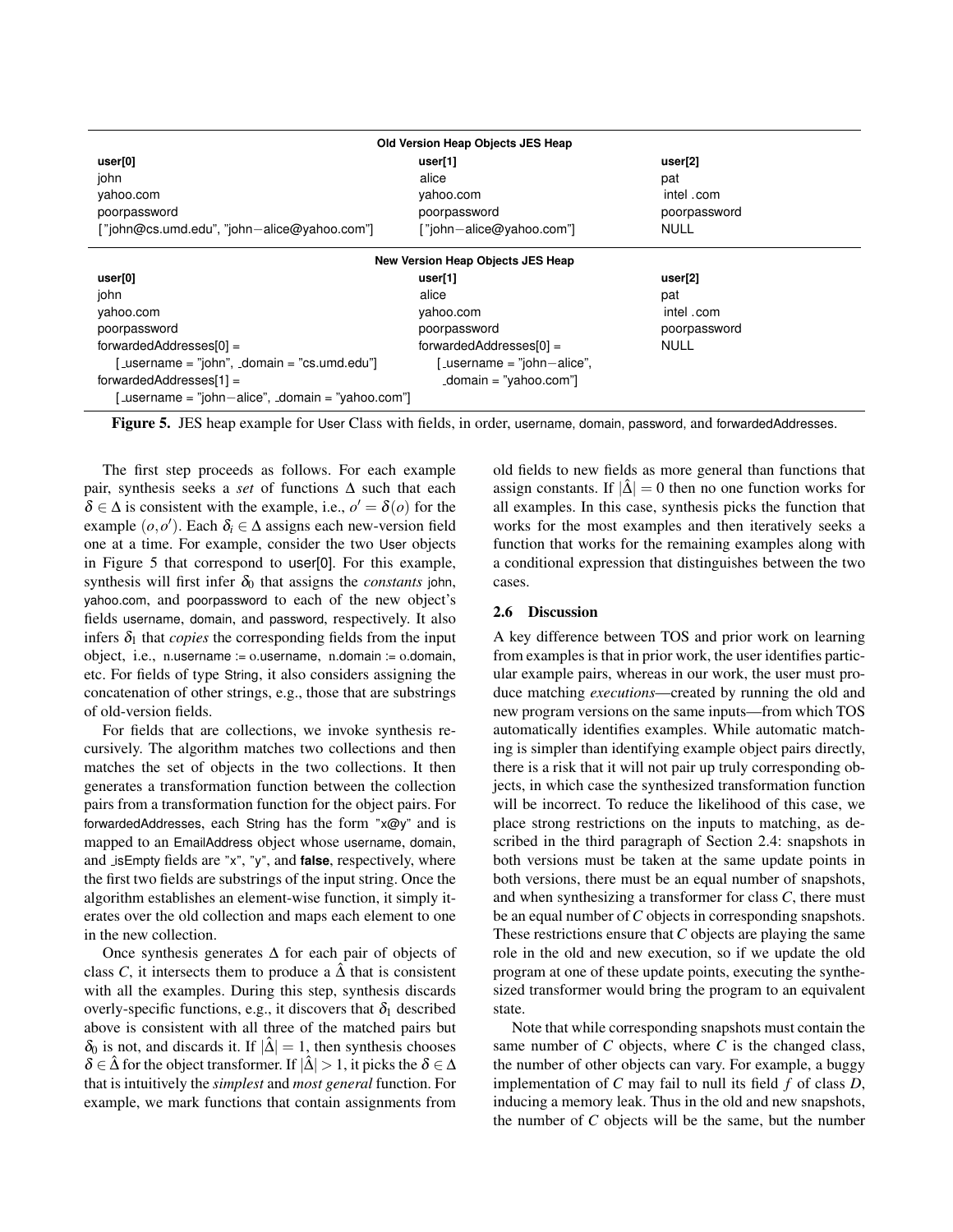| Old Version Heap Objects JES Heap | | |
|---|---|---|
| **user[0]** | **user[1]** | **user[2]** |
| john | alice | pat |
| yahoo.com | yahoo.com | intel .com |
| poorpassword | poorpassword | poorpassword |
| ["john@cs.umd.edu", "john−alice@yahoo.com"] | ["john−alice@yahoo.com"] | NULL |
| **New Version Heap Objects JES Heap** | | |
| **user[0]** | **user[1]** | **user[2]** |
| john | alice | pat |
| yahoo.com | yahoo.com | intel .com |
| poorpassword | poorpassword | poorpassword |
| forwardedAddresses[0] = [_username = "john", _domain = "cs.umd.edu"] | forwardedAddresses[0] = [_username = "john−alice", _domain = "yahoo.com"] | NULL |
| forwardedAddresses[1] = [_username = "john−alice", _domain = "yahoo.com"] | | |

**Figure 5.** JES heap example for User Class with fields, in order, username, domain, password, and forwardedAddresses.

The first step proceeds as follows. For each example pair, synthesis seeks a *set* of functions $\Delta$ such that each $\delta \in \Delta$ is consistent with the example, i.e., $o' = \delta(o)$ for the example $(o, o')$. Each $\delta_i \in \Delta$ assigns each new-version field one at a time. For example, consider the two User objects in Figure 5 that correspond to user[0]. For this example, synthesis will first infer $\delta_0$ that assigns the *constants* john, yahoo.com, and poorpassword to each of the new object's fields username, domain, and password, respectively. It also infers $\delta_1$ that *copies* the corresponding fields from the input object, i.e., n.username := o.username, n.domain := o.domain, etc. For fields of type String, it also considers assigning the concatenation of other strings, e.g., those that are substrings of old-version fields.

For fields that are collections, we invoke synthesis recursively. The algorithm matches two collections and then matches the set of objects in the two collections. It then generates a transformation function between the collection pairs from a transformation function for the object pairs. For forwardedAddresses, each String has the form "x@y" and is mapped to an EmailAddress object whose username, domain, and _isEmpty fields are "x", "y", and **false**, respectively, where the first two fields are substrings of the input string. Once the algorithm establishes an element-wise function, it simply iterates over the old collection and maps each element to one in the new collection.

Once synthesis generates $\Delta$ for each pair of objects of class $C$, it intersects them to produce a $\hat{\Delta}$ that is consistent with all the examples. During this step, synthesis discards overly-specific functions, e.g., it discovers that $\delta_1$ described above is consistent with all three of the matched pairs but $\delta_0$ is not, and discards it. If $|\hat{\Delta}| = 1$, then synthesis chooses $\delta \in \hat{\Delta}$ for the object transformer. If $|\hat{\Delta}| > 1$, it picks the $\delta \in \Delta$ that is intuitively the *simplest* and *most general* function. For example, we mark functions that contain assignments from old fields to new fields as more general than functions that assign constants. If $|\hat{\Delta}| = 0$ then no one function works for all examples. In this case, synthesis picks the function that works for the most examples and then iteratively seeks a function that works for the remaining examples along with a conditional expression that distinguishes between the two cases.

### 2.6 Discussion

A key difference between TOS and prior work on learning from examples is that in prior work, the user identifies particular example pairs, whereas in our work, the user must produce matching *executions*—created by running the old and new program versions on the same inputs—from which TOS automatically identifies examples. While automatic matching is simpler than identifying example object pairs directly, there is a risk that it will not pair up truly corresponding objects, in which case the synthesized transformation function will be incorrect. To reduce the likelihood of this case, we place strong restrictions on the inputs to matching, as described in the third paragraph of Section 2.4: snapshots in both versions must be taken at the same update points in both versions, there must be an equal number of snapshots, and when synthesizing a transformer for class $C$, there must be an equal number of $C$ objects in corresponding snapshots. These restrictions ensure that $C$ objects are playing the same role in the old and new execution, so if we update the old program at one of these update points, executing the synthesized transformer would bring the program to an equivalent state.

Note that while corresponding snapshots must contain the same number of $C$ objects, where $C$ is the changed class, the number of other objects can vary. For example, a buggy implementation of $C$ may fail to null its field $f$ of class $D$, inducing a memory leak. Thus in the old and new snapshots, the number of $C$ objects will be the same, but the number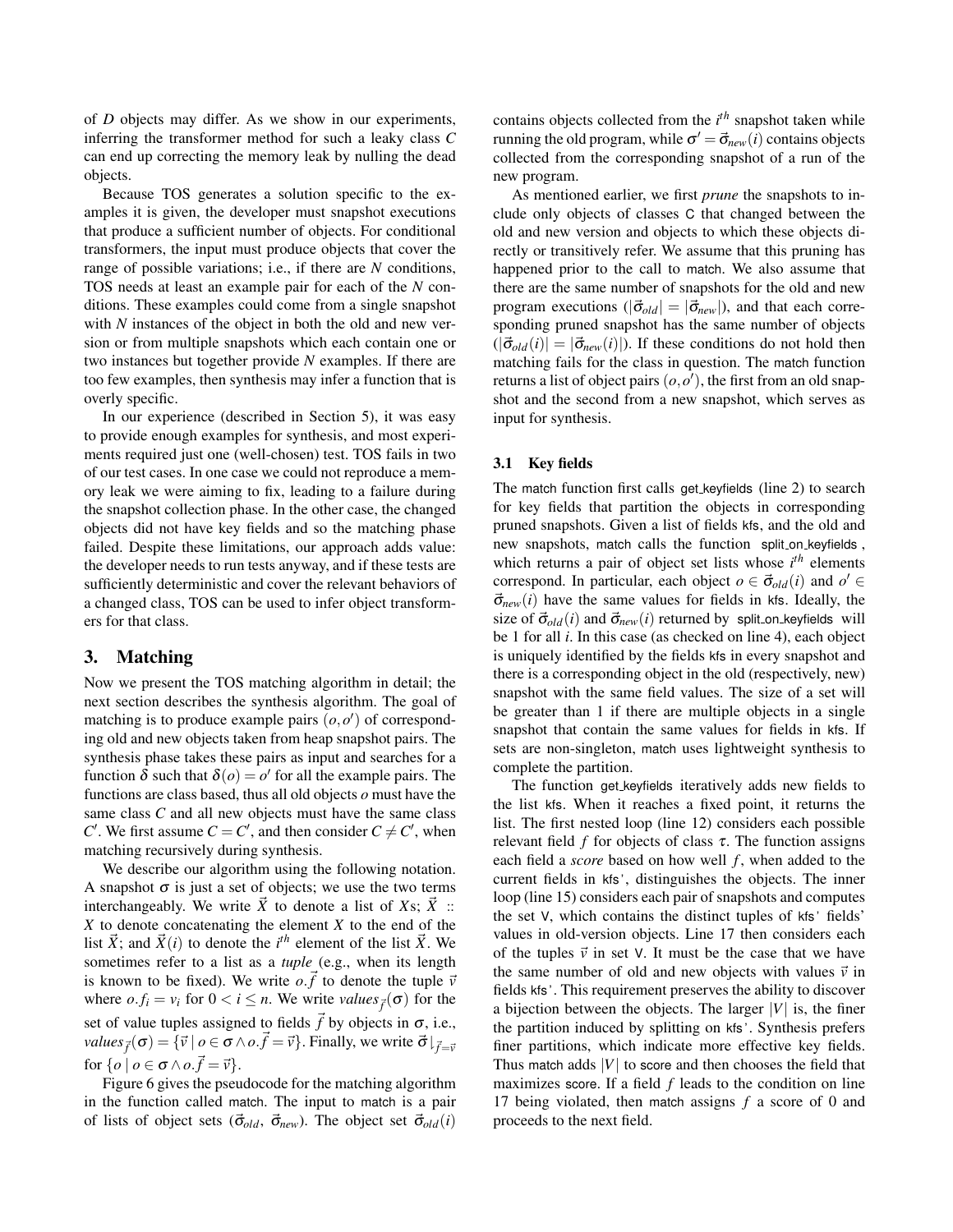of $D$ objects may differ. As we show in our experiments, inferring the transformer method for such a leaky class $C$ can end up correcting the memory leak by nulling the dead objects.

Because TOS generates a solution specific to the examples it is given, the developer must snapshot executions that produce a sufficient number of objects. For conditional transformers, the input must produce objects that cover the range of possible variations; i.e., if there are $N$ conditions, TOS needs at least an example pair for each of the $N$ conditions. These examples could come from a single snapshot with $N$ instances of the object in both the old and new version or from multiple snapshots which each contain one or two instances but together provide $N$ examples. If there are too few examples, then synthesis may infer a function that is overly specific.

In our experience (described in Section 5), it was easy to provide enough examples for synthesis, and most experiments required just one (well-chosen) test. TOS fails in two of our test cases. In one case we could not reproduce a memory leak we were aiming to fix, leading to a failure during the snapshot collection phase. In the other case, the changed objects did not have key fields and so the matching phase failed. Despite these limitations, our approach adds value: the developer needs to run tests anyway, and if these tests are sufficiently deterministic and cover the relevant behaviors of a changed class, TOS can be used to infer object transformers for that class.

## 3. Matching

Now we present the TOS matching algorithm in detail; the next section describes the synthesis algorithm. The goal of matching is to produce example pairs $(o, o')$ of corresponding old and new objects taken from heap snapshot pairs. The synthesis phase takes these pairs as input and searches for a function $\delta$ such that $\delta(o) = o'$ for all the example pairs. The functions are class based, thus all old objects $o$ must have the same class $C$ and all new objects must have the same class $C'$. We first assume $C = C'$, and then consider $C \neq C'$, when matching recursively during synthesis.

We describe our algorithm using the following notation. A snapshot $\sigma$ is just a set of objects; we use the two terms interchangeably. We write $\vec{X}$ to denote a list of $X$s; $\vec{X} :: X$ to denote concatenating the element $X$ to the end of the list $\vec{X}$; and $\vec{X}(i)$ to denote the $i^{th}$ element of the list $\vec{X}$. We sometimes refer to a list as a *tuple* (e.g., when its length is known to be fixed). We write $o.\vec{f}$ to denote the tuple $\vec{v}$ where $o.f_i = v_i$ for $0 < i \leq n$. We write $values_{\vec{f}}(\sigma)$ for the set of value tuples assigned to fields $\vec{f}$ by objects in $\sigma$, i.e., $values_{\vec{f}}(\sigma) = \{\vec{v} \mid o \in \sigma \wedge o.\vec{f} = \vec{v}\}$. Finally, we write $\vec{\sigma}\downharpoonright_{\vec{f}=\vec{v}}$ for $\{o \mid o \in \sigma \wedge o.\vec{f} = \vec{v}\}$.

Figure 6 gives the pseudocode for the matching algorithm in the function called match. The input to match is a pair of lists of object sets ($\vec{\sigma}_{old}$, $\vec{\sigma}_{new}$). The object set $\vec{\sigma}_{old}(i)$ contains objects collected from the $i^{th}$ snapshot taken while running the old program, while $\sigma' = \vec{\sigma}_{new}(i)$ contains objects collected from the corresponding snapshot of a run of the new program.

As mentioned earlier, we first *prune* the snapshots to include only objects of classes C that changed between the old and new version and objects to which these objects directly or transitively refer. We assume that this pruning has happened prior to the call to match. We also assume that there are the same number of snapshots for the old and new program executions ($|\vec{\sigma}_{old}| = |\vec{\sigma}_{new}|$), and that each corresponding pruned snapshot has the same number of objects ($|\vec{\sigma}_{old}(i)| = |\vec{\sigma}_{new}(i)|$). If these conditions do not hold then matching fails for the class in question. The match function returns a list of object pairs $(o, o')$, the first from an old snapshot and the second from a new snapshot, which serves as input for synthesis.

### 3.1 Key fields

The match function first calls get_keyfields (line 2) to search for key fields that partition the objects in corresponding pruned snapshots. Given a list of fields kfs, and the old and new snapshots, match calls the function split_on_keyfields, which returns a pair of object set lists whose $i^{th}$ elements correspond. In particular, each object $o \in \vec{\sigma}_{old}(i)$ and $o' \in \vec{\sigma}_{new}(i)$ have the same values for fields in kfs. Ideally, the size of $\vec{\sigma}_{old}(i)$ and $\vec{\sigma}_{new}(i)$ returned by split_on_keyfields will be 1 for all $i$. In this case (as checked on line 4), each object is uniquely identified by the fields kfs in every snapshot and there is a corresponding object in the old (respectively, new) snapshot with the same field values. The size of a set will be greater than 1 if there are multiple objects in a single snapshot that contain the same values for fields in kfs. If sets are non-singleton, match uses lightweight synthesis to complete the partition.

The function get_keyfields iteratively adds new fields to the list kfs. When it reaches a fixed point, it returns the list. The first nested loop (line 12) considers each possible relevant field $f$ for objects of class $\tau$. The function assigns each field a *score* based on how well $f$, when added to the current fields in kfs', distinguishes the objects. The inner loop (line 15) considers each pair of snapshots and computes the set V, which contains the distinct tuples of kfs' fields' values in old-version objects. Line 17 then considers each of the tuples $\vec{v}$ in set V. It must be the case that we have the same number of old and new objects with values $\vec{v}$ in fields kfs'. This requirement preserves the ability to discover a bijection between the objects. The larger $|V|$ is, the finer the partition induced by splitting on kfs'. Synthesis prefers finer partitions, which indicate more effective key fields. Thus match adds $|V|$ to score and then chooses the field that maximizes score. If a field $f$ leads to the condition on line 17 being violated, then match assigns $f$ a score of 0 and proceeds to the next field.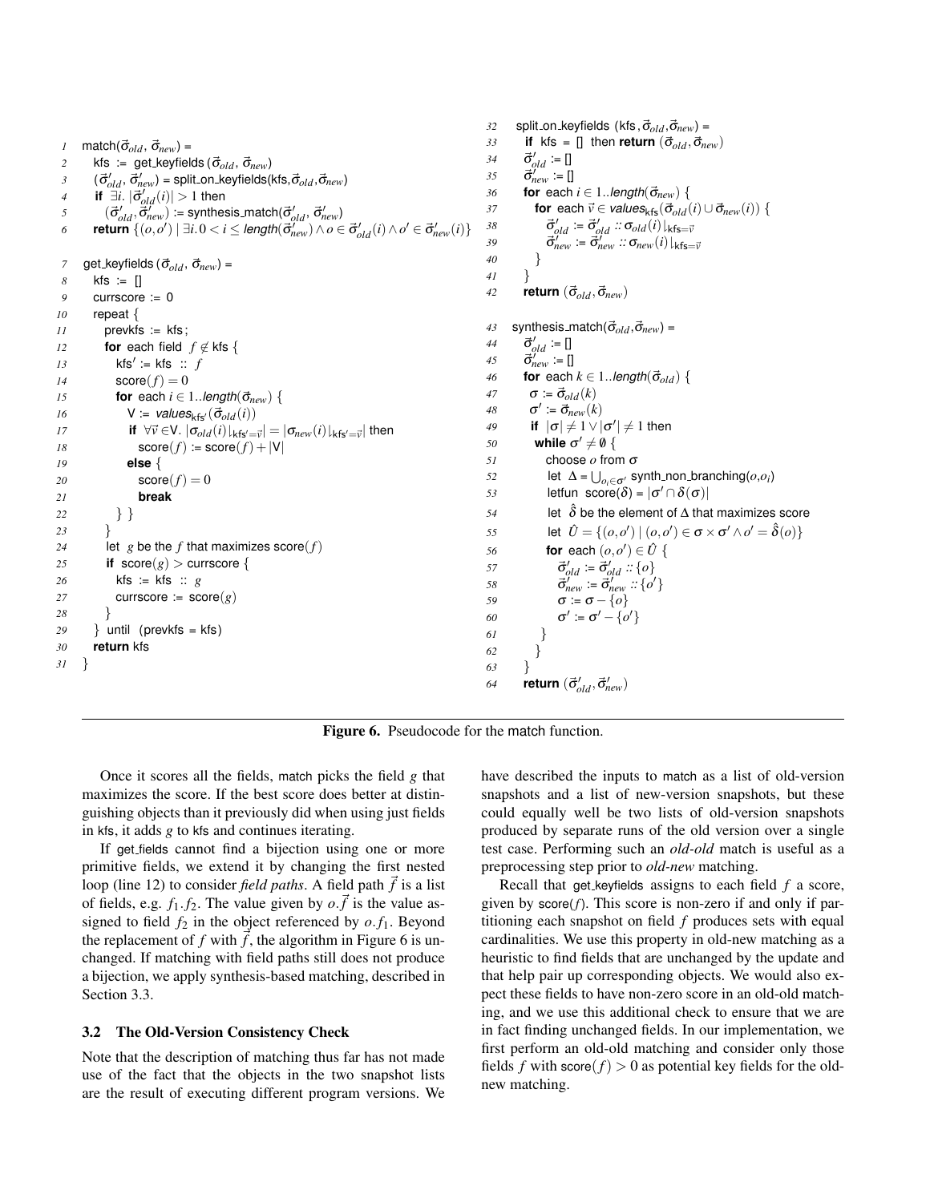```
1   match(σ⃗_old, σ⃗_new) =
2     kfs := get_keyfields (σ⃗_old, σ⃗_new)
3     (σ⃗'_old, σ⃗'_new) = split_on_keyfields(kfs, σ⃗_old, σ⃗_new)
4     if ∃i. |σ⃗'_old(i)| > 1 then
5       (σ⃗'_old, σ⃗'_new) := synthesis_match(σ⃗'_old, σ⃗'_new)
6     return {(o,o') | ∃i. 0 < i ≤ length(σ⃗'_new) ∧ o ∈ σ⃗'_old(i) ∧ o' ∈ σ⃗'_new(i)}

7   get_keyfields (σ⃗_old, σ⃗_new) =
8     kfs := []
9     currscore := 0
10    repeat {
11      prevkfs := kfs;
12      for each field f ∉ kfs {
13        kfs' := kfs :: f
14        score(f) = 0
15        for each i ∈ 1..length(σ⃗_new) {
16          V := values_kfs'(σ⃗_old(i))
17          if ∀v⃗ ∈V. |σ_old(i)|↓kfs'=v⃗| = |σ_new(i)|↓kfs'=v⃗| then
18            score(f) := score(f) + |V|
19          else {
20            score(f) = 0
21            break
22        } }
23      }
24      let g be the f that maximizes score(f)
25      if score(g) > currscore {
26        kfs := kfs :: g
27        currscore := score(g)
28      }
29    } until (prevkfs = kfs)
30    return kfs
31  }

32  split_on_keyfields (kfs, σ⃗_old, σ⃗_new) =
33    if kfs = [] then return (σ⃗_old, σ⃗_new)
34    σ⃗'_old := []
35    σ⃗'_new := []
36    for each i ∈ 1..length(σ⃗_new) {
37      for each v⃗ ∈ values_kfs(σ⃗_old(i) ∪ σ⃗_new(i)) {
38        σ⃗'_old := σ⃗'_old :: σ_old(i)|↓kfs=v⃗
39        σ⃗'_new := σ⃗'_new :: σ_new(i)|↓kfs=v⃗
40      }
41    }
42    return (σ⃗_old, σ⃗_new)

43  synthesis_match(σ⃗_old, σ⃗_new) =
44    σ⃗'_old := []
45    σ⃗'_new := []
46    for each k ∈ 1..length(σ⃗_old) {
47      σ := σ⃗_old(k)
48      σ' := σ⃗_new(k)
49      if |σ| ≠ 1 ∨ |σ'| ≠ 1 then
50      while σ' ≠ ∅ {
51        choose o from σ
52        let Δ = ⋃_{o_i ∈ σ'} synth_non_branching(o, o_i)
53        letfun score(δ) = |σ' ∩ δ(σ)|
54        let δ̂ be the element of Δ that maximizes score
55        let Û = {(o,o') | (o,o') ∈ σ × σ' ∧ o' = δ̂(o)}
56        for each (o,o') ∈ Û {
57          σ⃗'_old := σ⃗'_old :: {o}
58          σ⃗'_new := σ⃗'_new :: {o'}
59          σ := σ − {o}
60          σ' := σ' − {o'}
61        }
62      }
63    }
64    return (σ⃗'_old, σ⃗'_new)
```

**Figure 6.** Pseudocode for the match function.

Once it scores all the fields, match picks the field $g$ that maximizes the score. If the best score does better at distinguishing objects than it previously did when using just fields in kfs, it adds $g$ to kfs and continues iterating.

If get_fields cannot find a bijection using one or more primitive fields, we extend it by changing the first nested loop (line 12) to consider *field paths*. A field path $\vec{f}$ is a list of fields, e.g. $f_1.f_2$. The value given by $o.\vec{f}$ is the value assigned to field $f_2$ in the object referenced by $o.f_1$. Beyond the replacement of $f$ with $\vec{f}$, the algorithm in Figure 6 is unchanged. If matching with field paths still does not produce a bijection, we apply synthesis-based matching, described in Section 3.3.

### 3.2 The Old-Version Consistency Check

Note that the description of matching thus far has not made use of the fact that the objects in the two snapshot lists are the result of executing different program versions. We have described the inputs to match as a list of old-version snapshots and a list of new-version snapshots, but these could equally well be two lists of old-version snapshots produced by separate runs of the old version over a single test case. Performing such an *old-old* match is useful as a preprocessing step prior to *old-new* matching.

Recall that get_keyfields assigns to each field $f$ a score, given by score($f$). This score is non-zero if and only if partitioning each snapshot on field $f$ produces sets with equal cardinalities. We use this property in old-new matching as a heuristic to find fields that are unchanged by the update and that help pair up corresponding objects. We would also expect these fields to have non-zero score in an old-old matching, and we use this additional check to ensure that we are in fact finding unchanged fields. In our implementation, we first perform an old-old matching and consider only those fields $f$ with $\text{score}(f) > 0$ as potential key fields for the old-new matching.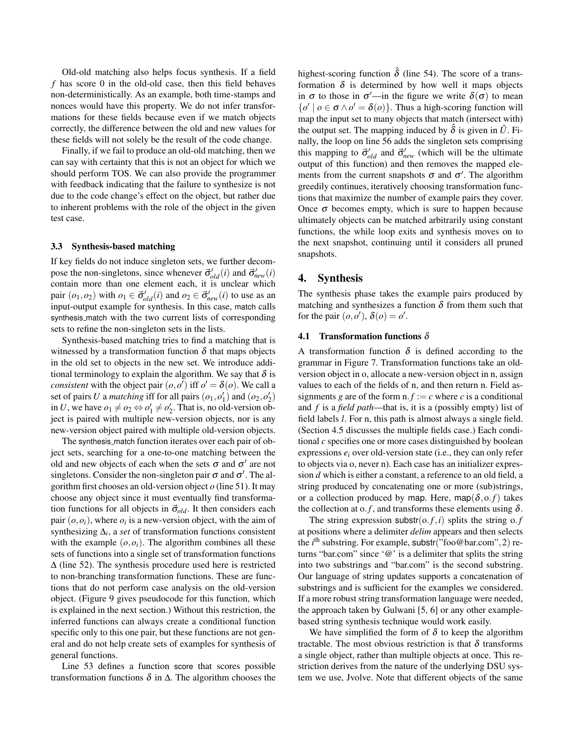Old-old matching also helps focus synthesis. If a field $f$ has score 0 in the old-old case, then this field behaves non-deterministically. As an example, both time-stamps and nonces would have this property. We do not infer transformations for these fields because even if we match objects correctly, the difference between the old and new values for these fields will not solely be the result of the code change.

Finally, if we fail to produce an old-old matching, then we can say with certainty that this is not an object for which we should perform TOS. We can also provide the programmer with feedback indicating that the failure to synthesize is not due to the code change's effect on the object, but rather due to inherent problems with the role of the object in the given test case.

### 3.3 Synthesis-based matching

If key fields do not induce singleton sets, we further decompose the non-singletons, since whenever $\vec{\sigma}'_{old}(i)$ and $\vec{\sigma}'_{new}(i)$ contain more than one element each, it is unclear which pair $(o_1, o_2)$ with $o_1 \in \vec{\sigma}'_{old}(i)$ and $o_2 \in \vec{\sigma}'_{new}(i)$ to use as an input-output example for synthesis. In this case, match calls synthesis_match with the two current lists of corresponding sets to refine the non-singleton sets in the lists.

Synthesis-based matching tries to find a matching that is witnessed by a transformation function $\delta$ that maps objects in the old set to objects in the new set. We introduce additional terminology to explain the algorithm. We say that $\delta$ is *consistent* with the object pair $(o, o')$ iff $o' = \delta(o)$. We call a set of pairs $U$ a *matching* iff for all pairs $(o_1, o'_1)$ and $(o_2, o'_2)$ in $U$, we have $o_1 \neq o_2 \Leftrightarrow o'_1 \neq o'_2$. That is, no old-version object is paired with multiple new-version objects, nor is any new-version object paired with multiple old-version objects.

The synthesis_match function iterates over each pair of object sets, searching for a one-to-one matching between the old and new objects of each when the sets $\sigma$ and $\sigma'$ are not singletons. Consider the non-singleton pair $\sigma$ and $\sigma'$. The algorithm first chooses an old-version object $o$ (line 51). It may choose any object since it must eventually find transformation functions for all objects in $\vec{\sigma}_{old}$. It then considers each pair $(o, o_i)$, where $o_i$ is a new-version object, with the aim of synthesizing $\Delta_i$, a *set* of transformation functions consistent with the example $(o, o_i)$. The algorithm combines all these sets of functions into a single set of transformation functions $\Delta$ (line 52). The synthesis procedure used here is restricted to non-branching transformation functions. These are functions that do not perform case analysis on the old-version object. (Figure 9 gives pseudocode for this function, which is explained in the next section.) Without this restriction, the inferred functions can always create a conditional function specific only to this one pair, but these functions are not general and do not help create sets of examples for synthesis of general functions.

Line 53 defines a function score that scores possible transformation functions $\delta$ in $\Delta$. The algorithm chooses the highest-scoring function $\hat{\delta}$ (line 54). The score of a transformation $\delta$ is determined by how well it maps objects in $\sigma$ to those in $\sigma'$—in the figure we write $\delta(\sigma)$ to mean $\{o' \mid o \in \sigma \wedge o' = \delta(o)\}$. Thus a high-scoring function will map the input set to many objects that match (intersect with) the output set. The mapping induced by $\hat{\delta}$ is given in $\hat{U}$. Finally, the loop on line 56 adds the singleton sets comprising this mapping to $\vec{\sigma}'_{old}$ and $\vec{\sigma}'_{new}$ (which will be the ultimate output of this function) and then removes the mapped elements from the current snapshots $\sigma$ and $\sigma'$. The algorithm greedily continues, iteratively choosing transformation functions that maximize the number of example pairs they cover. Once $\sigma$ becomes empty, which is sure to happen because ultimately objects can be matched arbitrarily using constant functions, the while loop exits and synthesis moves on to the next snapshot, continuing until it considers all pruned snapshots.

## 4. Synthesis

The synthesis phase takes the example pairs produced by matching and synthesizes a function $\delta$ from them such that for the pair $(o, o')$, $\delta(o) = o'$.

### 4.1 Transformation functions $\delta$

A transformation function $\delta$ is defined according to the grammar in Figure 7. Transformation functions take an old-version object in o, allocate a new-version object in n, assign values to each of the fields of n, and then return n. Field assignments $g$ are of the form n.$f := c$ where $c$ is a conditional and $f$ is a *field path*—that is, it is a (possibly empty) list of field labels $l$. For n, this path is almost always a single field. (Section 4.5 discusses the multiple fields case.) Each conditional $c$ specifies one or more cases distinguished by boolean expressions $e_i$ over old-version state (i.e., they can only refer to objects via o, never n). Each case has an initializer expression $d$ which is either a constant, a reference to an old field, a string produced by concatenating one or more (sub)strings, or a collection produced by map. Here, map$(\delta, \text{o}.f)$ takes the collection at o.$f$, and transforms these elements using $\delta$.

The string expression substr$(\text{o}.f, i)$ splits the string o.$f$ at positions where a delimiter *delim* appears and then selects the $i^{\text{th}}$ substring. For example, substr("foo@bar.com", 2) returns "bar.com" since '@' is a delimiter that splits the string into two substrings and "bar.com" is the second substring. Our language of string updates supports a concatenation of substrings and is sufficient for the examples we considered. If a more robust string transformation language were needed, the approach taken by Gulwani [5, 6] or any other example-based string synthesis technique would work easily.

We have simplified the form of $\delta$ to keep the algorithm tractable. The most obvious restriction is that $\delta$ transforms a single object, rather than multiple objects at once. This restriction derives from the nature of the underlying DSU system we use, Jvolve. Note that different objects of the same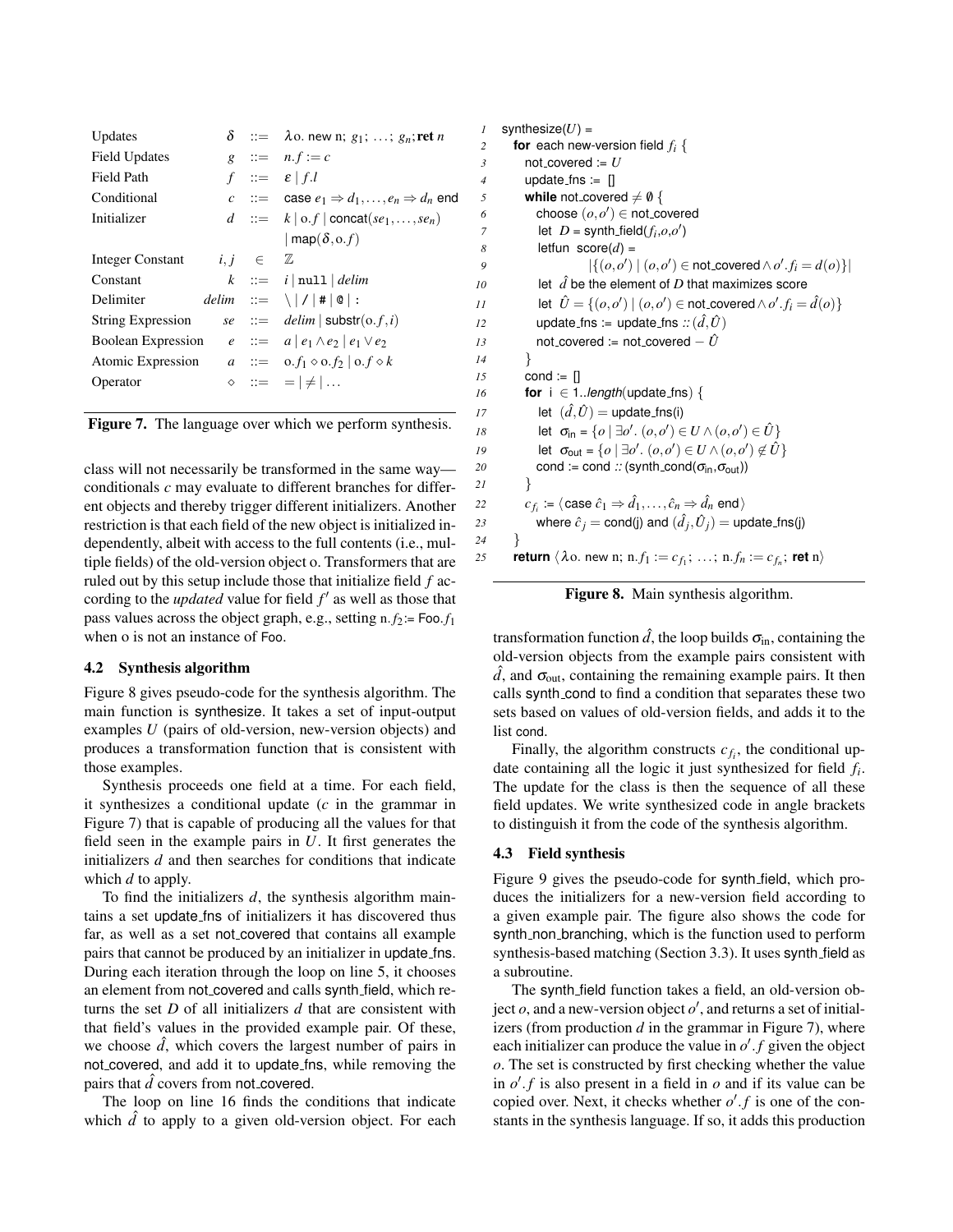| | | | |
|---|---|---|---|
| Updates | $\delta$ | ::= | $\lambda$o. new n; $g_1$; ...; $g_n$; **ret** $n$ |
| Field Updates | $g$ | ::= | $n.f := c$ |
| Field Path | $f$ | ::= | $\varepsilon \mid f.l$ |
| Conditional | $c$ | ::= | case $e_1 \Rightarrow d_1, \ldots, e_n \Rightarrow d_n$ end |
| Initializer | $d$ | ::= | $k \mid$ o.$f \mid$ concat($se_1, \ldots, se_n$) |
| | | | $\mid$ map($\delta$, o.$f$) |
| Integer Constant | $i, j$ | $\in$ | $\mathbb{Z}$ |
| Constant | $k$ | ::= | $i \mid$ `null` $\mid$ *delim* |
| Delimiter | *delim* | ::= | \ \| / \| # \| @ \| : |
| String Expression | *se* | ::= | *delim* \| substr(o.$f$, $i$) |
| Boolean Expression | $e$ | ::= | $a \mid e_1 \wedge e_2 \mid e_1 \vee e_2$ |
| Atomic Expression | $a$ | ::= | o.$f_1 \diamond$ o.$f_2 \mid$ o.$f \diamond k$ |
| Operator | $\diamond$ | ::= | $= \mid \neq \mid \ldots$ |

**Figure 7.** The language over which we perform synthesis.

class will not necessarily be transformed in the same way—conditionals $c$ may evaluate to different branches for different objects and thereby trigger different initializers. Another restriction is that each field of the new object is initialized independently, albeit with access to the full contents (i.e., multiple fields) of the old-version object o. Transformers that are ruled out by this setup include those that initialize field $f$ according to the *updated* value for field $f'$ as well as those that pass values across the object graph, e.g., setting n.$f_2$:= Foo.$f_1$ when o is not an instance of Foo.

### 4.2 Synthesis algorithm

Figure 8 gives pseudo-code for the synthesis algorithm. The main function is synthesize. It takes a set of input-output examples $U$ (pairs of old-version, new-version objects) and produces a transformation function that is consistent with those examples.

Synthesis proceeds one field at a time. For each field, it synthesizes a conditional update ($c$ in the grammar in Figure 7) that is capable of producing all the values for that field seen in the example pairs in $U$. It first generates the initializers $d$ and then searches for conditions that indicate which $d$ to apply.

To find the initializers $d$, the synthesis algorithm maintains a set update_fns of initializers it has discovered thus far, as well as a set not_covered that contains all example pairs that cannot be produced by an initializer in update_fns. During each iteration through the loop on line 5, it chooses an element from not_covered and calls synth_field, which returns the set $D$ of all initializers $d$ that are consistent with that field's values in the provided example pair. Of these, we choose $\hat{d}$, which covers the largest number of pairs in not_covered, and add it to update_fns, while removing the pairs that $\hat{d}$ covers from not_covered.

The loop on line 16 finds the conditions that indicate which $\hat{d}$ to apply to a given old-version object. For each

```
1   synthesize(U) =
2     for each new-version field f_i {
3       not_covered := U
4       update_fns := []
5       while not_covered ≠ ∅ {
6         choose (o,o') ∈ not_covered
7         let D = synth_field(f_i,o,o')
8         letfun score(d) =
9                 |{(o,o') | (o,o') ∈ not_covered ∧ o'.f_i = d(o)}|
10        let d̂ be the element of D that maximizes score
11        let Û = {(o,o') | (o,o') ∈ not_covered ∧ o'.f_i = d̂(o)}
12        update_fns := update_fns :: (d̂,Û)
13        not_covered := not_covered − Û
14      }
15      cond := []
16      for i ∈ 1..length(update_fns) {
17        let (d̂,Û) = update_fns(i)
18        let σ_in = {o | ∃o'. (o,o') ∈ U ∧ (o,o') ∈ Û}
19        let σ_out = {o | ∃o'. (o,o') ∈ U ∧ (o,o') ∉ Û}
20        cond := cond :: (synth_cond(σ_in,σ_out))
21      }
22      c_{f_i} := ⟨case ĉ_1 ⇒ d̂_1,...,ĉ_n ⇒ d̂_n end⟩
23          where ĉ_j = cond(j) and (d̂_j,Û_j) = update_fns(j)
24    }
25    return ⟨λo. new n; n.f_1 := c_{f_1}; ...; n.f_n := c_{f_n}; ret n⟩
```

**Figure 8.** Main synthesis algorithm.

transformation function $\hat{d}$, the loop builds $\sigma_{\text{in}}$, containing the old-version objects from the example pairs consistent with $\hat{d}$, and $\sigma_{\text{out}}$, containing the remaining example pairs. It then calls synth_cond to find a condition that separates these two sets based on values of old-version fields, and adds it to the list cond.

Finally, the algorithm constructs $c_{f_i}$, the conditional update containing all the logic it just synthesized for field $f_i$. The update for the class is then the sequence of all these field updates. We write synthesized code in angle brackets to distinguish it from the code of the synthesis algorithm.

### 4.3 Field synthesis

Figure 9 gives the pseudo-code for synth_field, which produces the initializers for a new-version field according to a given example pair. The figure also shows the code for synth_non_branching, which is the function used to perform synthesis-based matching (Section 3.3). It uses synth_field as a subroutine.

The synth_field function takes a field, an old-version object $o$, and a new-version object $o'$, and returns a set of initializers (from production $d$ in the grammar in Figure 7), where each initializer can produce the value in $o'.f$ given the object $o$. The set is constructed by first checking whether the value in $o'.f$ is also present in a field in $o$ and if its value can be copied over. Next, it checks whether $o'.f$ is one of the constants in the synthesis language. If so, it adds this production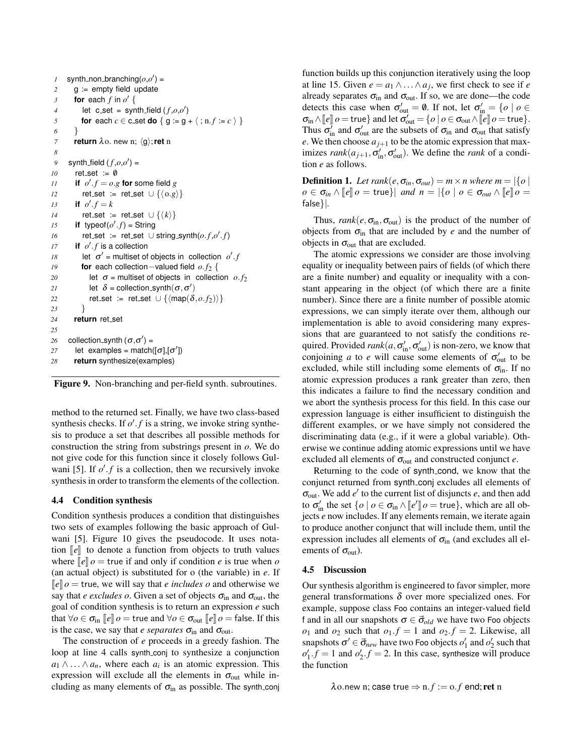```
1   synth_non_branching(o,o') =
2     g := empty field update
3     for each f in o' {
4       let c_set = synth_field (f,o,o')
5       for each c ∈ c_set do { g := g + ⟨ ; n.f := c ⟩ }
6     }
7     return λo. new n; ⟨g⟩; ret n
8
9   synth_field (f,o,o') =
10    ret_set := ∅
11    if o'.f = o.g for some field g
12      ret_set := ret_set ∪ {⟨o.g⟩}
13    if o'.f = k
14      ret_set := ret_set ∪ {⟨k⟩}
15    if typeof(o'.f) = String
16      ret_set := ret_set ∪ string_synth(o.f,o'.f)
17    if o'.f is a collection
18      let σ' = multiset of objects in collection o'.f
19      for each collection−valued field o.f2 {
20        let σ = multiset of objects in collection o.f2
21        let δ = collection_synth(σ,σ')
22        ret_set := ret_set ∪ {⟨map(δ,o.f2)⟩}
23      }
24    return ret_set
25
26  collection_synth (σ,σ') =
27    let examples = match([σ],[σ'])
28    return synthesize(examples)
```

**Figure 9.** Non-branching and per-field synth. subroutines.

method to the returned set. Finally, we have two class-based synthesis checks. If $o'.f$ is a string, we invoke string synthesis to produce a set that describes all possible methods for construction the string from substrings present in $o$. We do not give code for this function since it closely follows Gulwani [5]. If $o'.f$ is a collection, then we recursively invoke synthesis in order to transform the elements of the collection.

### 4.4 Condition synthesis

Condition synthesis produces a condition that distinguishes two sets of examples following the basic approach of Gulwani [5]. Figure 10 gives the pseudocode. It uses notation $[\![e]\!]$ to denote a function from objects to truth values where $[\![e]\!]\, o = \mathsf{true}$ if and only if condition $e$ is true when $o$ (an actual object) is substituted for o (the variable) in $e$. If $[\![e]\!]\, o = \mathsf{true}$, we will say that *e includes o* and otherwise we say that *e excludes o*. Given a set of objects $\sigma_{\text{in}}$ and $\sigma_{\text{out}}$, the goal of condition synthesis is to return an expression $e$ such that $\forall o \in \sigma_{\text{in}}\ [\![e]\!]\, o = \mathsf{true}$ and $\forall o \in \sigma_{\text{out}}\ [\![e]\!]\, o = \mathsf{false}$. If this is the case, we say that *e separates* $\sigma_{\text{in}}$ and $\sigma_{\text{out}}$.

The construction of $e$ proceeds in a greedy fashion. The loop at line 4 calls synth_conj to synthesize a conjunction $a_1 \wedge \ldots \wedge a_n$, where each $a_i$ is an atomic expression. This expression will exclude all the elements in $\sigma_{\text{out}}$ while including as many elements of $\sigma_{\text{in}}$ as possible. The synth_conj function builds up this conjunction iteratively using the loop at line 15. Given $e = a_1 \wedge \ldots \wedge a_j$, we first check to see if $e$ already separates $\sigma_{\text{in}}$ and $\sigma_{\text{out}}$. If so, we are done—the code detects this case when $\sigma'_{\text{out}} = \emptyset$. If not, let $\sigma'_{\text{in}} = \{o \mid o \in \sigma_{\text{in}} \wedge [\![e]\!]\, o = \mathsf{true}\}$ and let $\sigma'_{\text{out}} = \{o \mid o \in \sigma_{\text{out}} \wedge [\![e]\!]\, o = \mathsf{true}\}$. Thus $\sigma'_{\text{in}}$ and $\sigma'_{\text{out}}$ are the subsets of $\sigma_{\text{in}}$ and $\sigma_{\text{out}}$ that satisfy $e$. We then choose $a_{j+1}$ to be the atomic expression that maximizes $rank(a_{j+1}, \sigma'_{\text{in}}, \sigma'_{\text{out}})$. We define the *rank* of a condition $e$ as follows.

**Definition 1.** *Let $rank(e, \sigma_{in}, \sigma_{out}) = m \times n$ where $m = |\{o \mid o \in \sigma_{in} \wedge [\![e]\!]\, o = \mathsf{true}\}|$ and $n = |\{o \mid o \in \sigma_{out} \wedge [\![e]\!]\, o = \mathsf{false}\}|$.*

Thus, $rank(e, \sigma_{\text{in}}, \sigma_{\text{out}})$ is the product of the number of objects from $\sigma_{\text{in}}$ that are included by $e$ and the number of objects in $\sigma_{\text{out}}$ that are excluded.

The atomic expressions we consider are those involving equality or inequality between pairs of fields (of which there are a finite number) and equality or inequality with a constant appearing in the object (of which there are a finite number). Since there are a finite number of possible atomic expressions, we can simply iterate over them, although our implementation is able to avoid considering many expressions that are guaranteed to not satisfy the conditions required. Provided $rank(a, \sigma'_{\text{in}}, \sigma'_{\text{out}})$ is non-zero, we know that conjoining $a$ to $e$ will cause some elements of $\sigma'_{\text{out}}$ to be excluded, while still including some elements of $\sigma_{\text{in}}$. If no atomic expression produces a rank greater than zero, then this indicates a failure to find the necessary condition and we abort the synthesis process for this field. In this case our expression language is either insufficient to distinguish the different examples, or we have simply not considered the discriminating data (e.g., if it were a global variable). Otherwise we continue adding atomic expressions until we have excluded all elements of $\sigma_{\text{out}}$ and constructed conjunct $e$.

Returning to the code of synth_cond, we know that the conjunct returned from synth_conj excludes all elements of $\sigma_{\text{out}}$. We add $e'$ to the current list of disjuncts $e$, and then add to $\sigma'_{\text{in}}$ the set $\{o \mid o \in \sigma_{\text{in}} \wedge [\![e']\!]\, o = \mathsf{true}\}$, which are all objects $e$ now includes. If any elements remain, we iterate again to produce another conjunct that will include them, until the expression includes all elements of $\sigma_{\text{in}}$ (and excludes all elements of $\sigma_{\text{out}}$).

### 4.5 Discussion

Our synthesis algorithm is engineered to favor simpler, more general transformations $\delta$ over more specialized ones. For example, suppose class Foo contains an integer-valued field f and in all our snapshots $\sigma \in \vec{\sigma}_{old}$ we have two Foo objects $o_1$ and $o_2$ such that $o_1.f = 1$ and $o_2.f = 2$. Likewise, all snapshots $\sigma' \in \vec{\sigma}_{new}$ have two Foo objects $o'_1$ and $o'_2$ such that $o'_1.f = 1$ and $o'_2.f = 2$. In this case, synthesize will produce the function

$$\lambda \mathrm{o}.\mathsf{new}\ \mathrm{n};\ \mathsf{case}\ \mathsf{true} \Rightarrow \mathrm{n}.f := \mathrm{o}.f\ \mathsf{end};\mathbf{ret}\ \mathrm{n}$$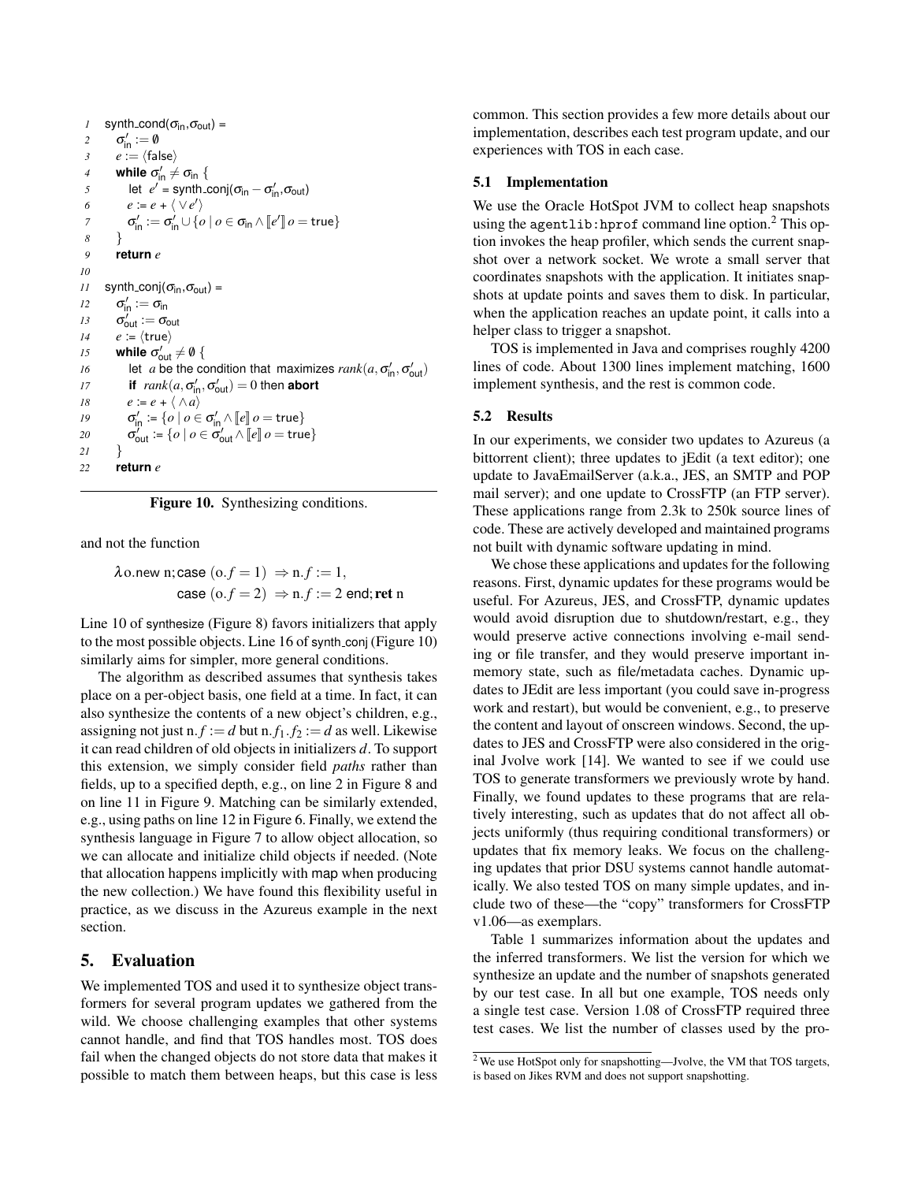```
1   synth_cond(σin,σout) =
2     σ'in := ∅
3     e := ⟨false⟩
4     while σ'in ≠ σin {
5       let e' = synth_conj(σin − σ'in,σout)
6       e := e + ⟨ ∨ e'⟩
7       σ'in := σ'in ∪ {o | o ∈ σin ∧ ⟦e'⟧ o = true}
8     }
9     return e
10
11  synth_conj(σin,σout) =
12    σ'in := σin
13    σ'out := σout
14    e := ⟨true⟩
15    while σ'out ≠ ∅ {
16      let a be the condition that maximizes rank(a, σ'in, σ'out)
17      if rank(a, σ'in, σ'out) = 0 then abort
18      e := e + ⟨ ∧ a⟩
19      σ'in := {o | o ∈ σ'in ∧ ⟦e⟧ o = true}
20      σ'out := {o | o ∈ σ'out ∧ ⟦e⟧ o = true}
21    }
22    return e
```

**Figure 10.** Synthesizing conditions.

and not the function

$$\lambda \text{o.new n; case } (\text{o}.f = 1) \Rightarrow \text{n}.f := 1, \quad \text{case } (\text{o}.f = 2) \Rightarrow \text{n}.f := 2 \text{ end; } \textbf{ret} \text{ n}$$

Line 10 of synthesize (Figure 8) favors initializers that apply to the most possible objects. Line 16 of synth_conj (Figure 10) similarly aims for simpler, more general conditions.

The algorithm as described assumes that synthesis takes place on a per-object basis, one field at a time. In fact, it can also synthesize the contents of a new object's children, e.g., assigning not just $\text{n}.f := d$ but $\text{n}.f_1.f_2 := d$ as well. Likewise it can read children of old objects in initializers $d$. To support this extension, we simply consider field *paths* rather than fields, up to a specified depth, e.g., on line 2 in Figure 8 and on line 11 in Figure 9. Matching can be similarly extended, e.g., using paths on line 12 in Figure 6. Finally, we extend the synthesis language in Figure 7 to allow object allocation, so we can allocate and initialize child objects if needed. (Note that allocation happens implicitly with map when producing the new collection.) We have found this flexibility useful in practice, as we discuss in the Azureus example in the next section.

## 5. Evaluation

We implemented TOS and used it to synthesize object transformers for several program updates we gathered from the wild. We choose challenging examples that other systems cannot handle, and find that TOS handles most. TOS does fail when the changed objects do not store data that makes it possible to match them between heaps, but this case is less common. This section provides a few more details about our implementation, describes each test program update, and our experiences with TOS in each case.

### 5.1 Implementation

We use the Oracle HotSpot JVM to collect heap snapshots using the `agentlib:hprof` command line option.[2] This option invokes the heap profiler, which sends the current snapshot over a network socket. We wrote a small server that coordinates snapshots with the application. It initiates snapshots at update points and saves them to disk. In particular, when the application reaches an update point, it calls into a helper class to trigger a snapshot.

TOS is implemented in Java and comprises roughly 4200 lines of code. About 1300 lines implement matching, 1600 implement synthesis, and the rest is common code.

### 5.2 Results

In our experiments, we consider two updates to Azureus (a bittorrent client); three updates to jEdit (a text editor); one update to JavaEmailServer (a.k.a., JES, an SMTP and POP mail server); and one update to CrossFTP (an FTP server). These applications range from 2.3k to 250k source lines of code. These are actively developed and maintained programs not built with dynamic software updating in mind.

We chose these applications and updates for the following reasons. First, dynamic updates for these programs would be useful. For Azureus, JES, and CrossFTP, dynamic updates would avoid disruption due to shutdown/restart, e.g., they would preserve active connections involving e-mail sending or file transfer, and they would preserve important in-memory state, such as file/metadata caches. Dynamic updates to JEdit are less important (you could save in-progress work and restart), but would be convenient, e.g., to preserve the content and layout of onscreen windows. Second, the updates to JES and CrossFTP were also considered in the original Jvolve work [14]. We wanted to see if we could use TOS to generate transformers we previously wrote by hand. Finally, we found updates to these programs that are relatively interesting, such as updates that do not affect all objects uniformly (thus requiring conditional transformers) or updates that fix memory leaks. We focus on the challenging updates that prior DSU systems cannot handle automatically. We also tested TOS on many simple updates, and include two of these—the "copy" transformers for CrossFTP v1.06—as exemplars.

Table 1 summarizes information about the updates and the inferred transformers. We list the version for which we synthesize an update and the number of snapshots generated by our test case. In all but one example, TOS needs only a single test case. Version 1.08 of CrossFTP required three test cases. We list the number of classes used by the pro-

[2] We use HotSpot only for snapshotting—Jvolve, the VM that TOS targets, is based on Jikes RVM and does not support snapshotting.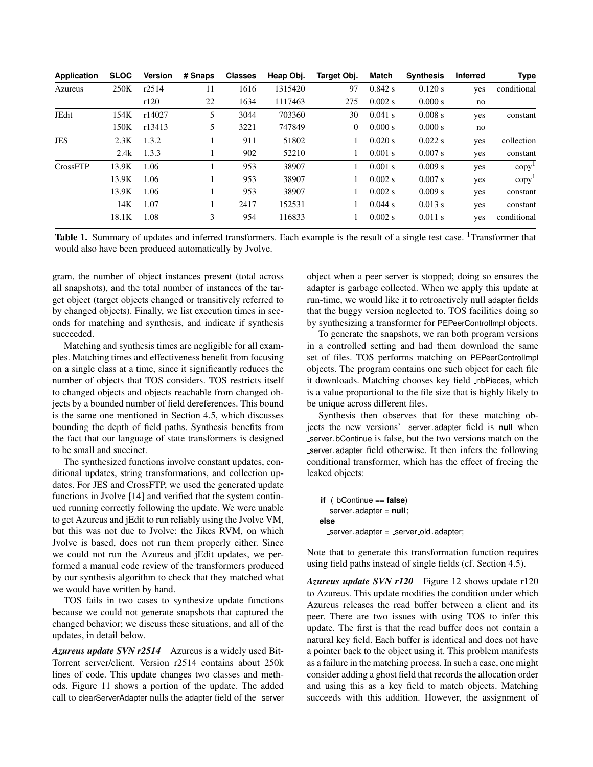| Application | SLOC | Version | # Snaps | Classes | Heap Obj. | Target Obj. | Match | Synthesis | Inferred | Type |
|---|---|---|---|---|---|---|---|---|---|---|
| Azureus | 250K | r2514 | 11 | 1616 | 1315420 | 97 | 0.842 s | 0.120 s | yes | conditional |
| | | r120 | 22 | 1634 | 1117463 | 275 | 0.002 s | 0.000 s | no | |
| JEdit | 154K | r14027 | 5 | 3044 | 703360 | 30 | 0.041 s | 0.008 s | yes | constant |
| | 150K | r13413 | 5 | 3221 | 747849 | 0 | 0.000 s | 0.000 s | no | |
| JES | 2.3K | 1.3.2 | 1 | 911 | 51802 | 1 | 0.020 s | 0.022 s | yes | collection |
| | 2.4k | 1.3.3 | 1 | 902 | 52210 | 1 | 0.001 s | 0.007 s | yes | constant |
| CrossFTP | 13.9K | 1.06 | 1 | 953 | 38907 | 1 | 0.001 s | 0.009 s | yes | copy[1] |
| | 13.9K | 1.06 | 1 | 953 | 38907 | 1 | 0.002 s | 0.007 s | yes | copy[1] |
| | 13.9K | 1.06 | 1 | 953 | 38907 | 1 | 0.002 s | 0.009 s | yes | constant |
| | 14K | 1.07 | 1 | 2417 | 152531 | 1 | 0.044 s | 0.013 s | yes | constant |
| | 18.1K | 1.08 | 3 | 954 | 116833 | 1 | 0.002 s | 0.011 s | yes | conditional |

**Table 1.** Summary of updates and inferred transformers. Each example is the result of a single test case. [1]Transformer that would also have been produced automatically by Jvolve.

gram, the number of object instances present (total across all snapshots), and the total number of instances of the target object (target objects changed or transitively referred to by changed objects). Finally, we list execution times in seconds for matching and synthesis, and indicate if synthesis succeeded.

Matching and synthesis times are negligible for all examples. Matching times and effectiveness benefit from focusing on a single class at a time, since it significantly reduces the number of objects that TOS considers. TOS restricts itself to changed objects and objects reachable from changed objects by a bounded number of field dereferences. This bound is the same one mentioned in Section 4.5, which discusses bounding the depth of field paths. Synthesis benefits from the fact that our language of state transformers is designed to be small and succinct.

The synthesized functions involve constant updates, conditional updates, string transformations, and collection updates. For JES and CrossFTP, we used the generated update functions in Jvolve [14] and verified that the system continued running correctly following the update. We were unable to get Azureus and jEdit to run reliably using the Jvolve VM, but this was not due to Jvolve: the Jikes RVM, on which Jvolve is based, does not run them properly either. Since we could not run the Azureus and jEdit updates, we performed a manual code review of the transformers produced by our synthesis algorithm to check that they matched what we would have written by hand.

TOS fails in two cases to synthesize update functions because we could not generate snapshots that captured the changed behavior; we discuss these situations, and all of the updates, in detail below.

***Azureus update SVN r2514*** Azureus is a widely used BitTorrent server/client. Version r2514 contains about 250k lines of code. This update changes two classes and methods. Figure 11 shows a portion of the update. The added call to clearServerAdapter nulls the adapter field of the _server object when a peer server is stopped; doing so ensures the adapter is garbage collected. When we apply this update at run-time, we would like it to retroactively null adapter fields that the buggy version neglected to. TOS facilities doing so by synthesizing a transformer for PEPeerControlImpl objects.

To generate the snapshots, we ran both program versions in a controlled setting and had them download the same set of files. TOS performs matching on PEPeerControlImpl objects. The program contains one such object for each file it downloads. Matching chooses key field _nbPieces, which is a value proportional to the file size that is highly likely to be unique across different files.

Synthesis then observes that for these matching objects the new versions' _server.adapter field is **null** when _server.bContinue is false, but the two versions match on the _server.adapter field otherwise. It then infers the following conditional transformer, which has the effect of freeing the leaked objects:

```
if ( _bContinue == false)
  _server.adapter = null;
else
  _server.adapter = _server_old.adapter;
```

Note that to generate this transformation function requires using field paths instead of single fields (cf. Section 4.5).

***Azureus update SVN r120*** Figure 12 shows update r120 to Azureus. This update modifies the condition under which Azureus releases the read buffer between a client and its peer. There are two issues with using TOS to infer this update. The first is that the read buffer does not contain a natural key field. Each buffer is identical and does not have a pointer back to the object using it. This problem manifests as a failure in the matching process. In such a case, one might consider adding a ghost field that records the allocation order and using this as a key field to match objects. Matching succeeds with this addition. However, the assignment of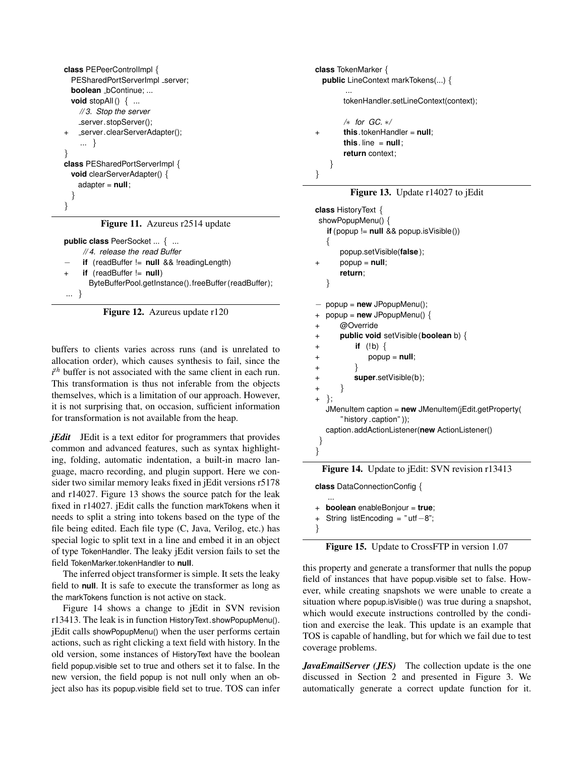```
class PEPeerControlImpl {
  PESharedPortServerImpl _server;
  boolean _bContinue; ...
  void stopAll () { ...
    // 3. Stop the server
    _server.stopServer();
+   _server.clearServerAdapter();
    ... }
}
class PESharedPortServerImpl {
  void clearServerAdapter() {
    adapter = null;
  }
}
```

**Figure 11.** Azureus r2514 update

```
public class PeerSocket ... { ...
    // 4. release the read Buffer
−   if (readBuffer != null && !readingLength)
+   if (readBuffer != null)
      ByteBufferPool.getInstance().freeBuffer(readBuffer);
 ... }
```

**Figure 12.** Azureus update r120

buffers to clients varies across runs (and is unrelated to allocation order), which causes synthesis to fail, since the $i^{th}$ buffer is not associated with the same client in each run. This transformation is thus not inferable from the objects themselves, which is a limitation of our approach. However, it is not surprising that, on occasion, sufficient information for transformation is not available from the heap.

***jEdit*** JEdit is a text editor for programmers that provides common and advanced features, such as syntax highlighting, folding, automatic indentation, a built-in macro language, macro recording, and plugin support. Here we consider two similar memory leaks fixed in jEdit versions r5178 and r14027. Figure 13 shows the source patch for the leak fixed in r14027. jEdit calls the function markTokens when it needs to split a string into tokens based on the type of the file being edited. Each file type (C, Java, Verilog, etc.) has special logic to split text in a line and embed it in an object of type TokenHandler. The leaky jEdit version fails to set the field TokenMarker.tokenHandler to **null**.

The inferred object transformer is simple. It sets the leaky field to **null**. It is safe to execute the transformer as long as the markTokens function is not active on stack.

Figure 14 shows a change to jEdit in SVN revision r13413. The leak is in function HistoryText.showPopupMenu(). jEdit calls showPopupMenu() when the user performs certain actions, such as right clicking a text field with history. In the old version, some instances of HistoryText have the boolean field popup.visible set to true and others set it to false. In the new version, the field popup is not null only when an object also has its popup.visible field set to true. TOS can infer

```
class TokenMarker {
  public LineContext markTokens(...) {
      ...
      tokenHandler.setLineContext(context);

      /* for GC. */
+     this.tokenHandler = null;
      this.line = null;
      return context;
  }
}
```

**Figure 13.** Update r14027 to jEdit

```
class HistoryText {
 showPopupMenu() {
   if (popup != null && popup.isVisible())
   {
       popup.setVisible(false);
+      popup = null;
       return;
   }

−  popup = new JPopupMenu();
+  popup = new JPopupMenu() {
+      @Override
+      public void setVisible(boolean b) {
+          if (!b) {
+              popup = null;
+          }
+          super.setVisible(b);
+      }
+  };
   JMenuItem caption = new JMenuItem(jEdit.getProperty(
       "history.caption"));
   caption.addActionListener(new ActionListener()
 }
}
```

**Figure 14.** Update to jEdit: SVN revision r13413

```
class DataConnectionConfig {
   ...
+  boolean enableBonjour = true;
+  String listEncoding = "utf−8";
}
```

**Figure 15.** Update to CrossFTP in version 1.07

this property and generate a transformer that nulls the popup field of instances that have popup.visible set to false. However, while creating snapshots we were unable to create a situation where popup.isVisible() was true during a snapshot, which would execute instructions controlled by the condition and exercise the leak. This update is an example that TOS is capable of handling, but for which we fail due to test coverage problems.

***JavaEmailServer (JES)*** The collection update is the one discussed in Section 2 and presented in Figure 3. We automatically generate a correct update function for it.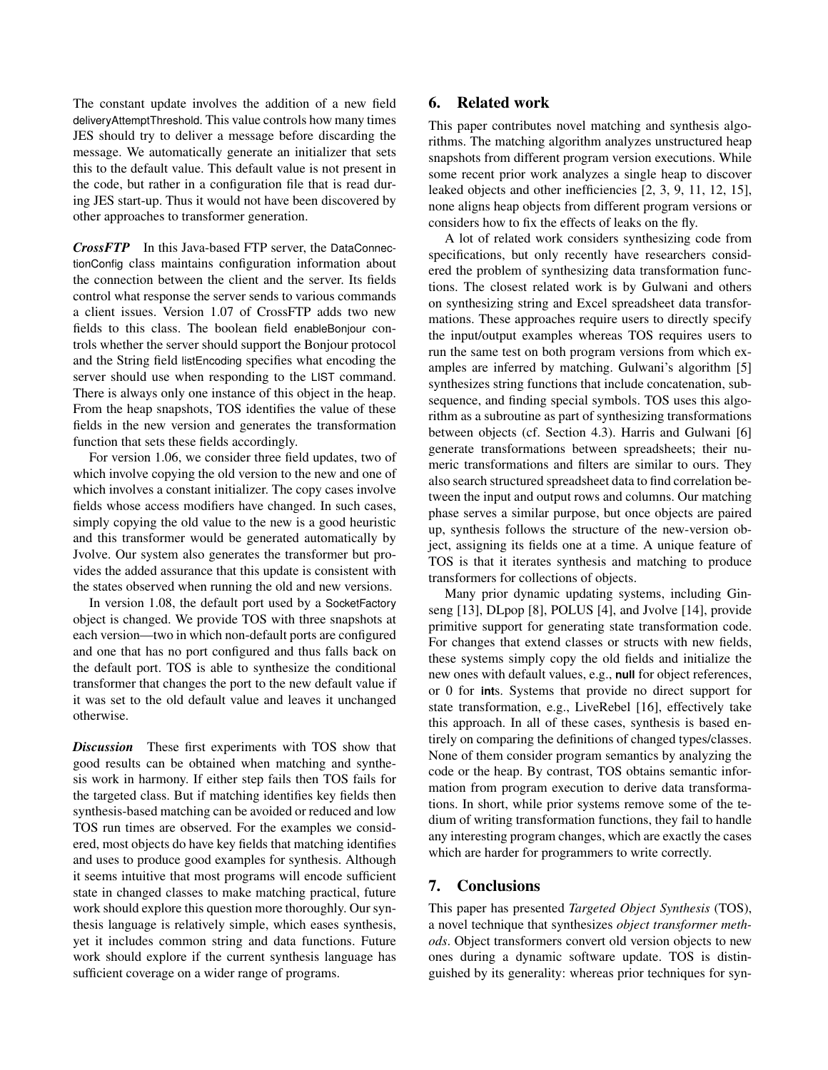The constant update involves the addition of a new field deliveryAttemptThreshold. This value controls how many times JES should try to deliver a message before discarding the message. We automatically generate an initializer that sets this to the default value. This default value is not present in the code, but rather in a configuration file that is read during JES start-up. Thus it would not have been discovered by other approaches to transformer generation.

***CrossFTP*** In this Java-based FTP server, the DataConnectionConfig class maintains configuration information about the connection between the client and the server. Its fields control what response the server sends to various commands a client issues. Version 1.07 of CrossFTP adds two new fields to this class. The boolean field enableBonjour controls whether the server should support the Bonjour protocol and the String field listEncoding specifies what encoding the server should use when responding to the LIST command. There is always only one instance of this object in the heap. From the heap snapshots, TOS identifies the value of these fields in the new version and generates the transformation function that sets these fields accordingly.

For version 1.06, we consider three field updates, two of which involve copying the old version to the new and one of which involves a constant initializer. The copy cases involve fields whose access modifiers have changed. In such cases, simply copying the old value to the new is a good heuristic and this transformer would be generated automatically by Jvolve. Our system also generates the transformer but provides the added assurance that this update is consistent with the states observed when running the old and new versions.

In version 1.08, the default port used by a SocketFactory object is changed. We provide TOS with three snapshots at each version—two in which non-default ports are configured and one that has no port configured and thus falls back on the default port. TOS is able to synthesize the conditional transformer that changes the port to the new default value if it was set to the old default value and leaves it unchanged otherwise.

***Discussion*** These first experiments with TOS show that good results can be obtained when matching and synthesis work in harmony. If either step fails then TOS fails for the targeted class. But if matching identifies key fields then synthesis-based matching can be avoided or reduced and low TOS run times are observed. For the examples we considered, most objects do have key fields that matching identifies and uses to produce good examples for synthesis. Although it seems intuitive that most programs will encode sufficient state in changed classes to make matching practical, future work should explore this question more thoroughly. Our synthesis language is relatively simple, which eases synthesis, yet it includes common string and data functions. Future work should explore if the current synthesis language has sufficient coverage on a wider range of programs.

## 6. Related work

This paper contributes novel matching and synthesis algorithms. The matching algorithm analyzes unstructured heap snapshots from different program version executions. While some recent prior work analyzes a single heap to discover leaked objects and other inefficiencies [2, 3, 9, 11, 12, 15], none aligns heap objects from different program versions or considers how to fix the effects of leaks on the fly.

A lot of related work considers synthesizing code from specifications, but only recently have researchers considered the problem of synthesizing data transformation functions. The closest related work is by Gulwani and others on synthesizing string and Excel spreadsheet data transformations. These approaches require users to directly specify the input/output examples whereas TOS requires users to run the same test on both program versions from which examples are inferred by matching. Gulwani's algorithm [5] synthesizes string functions that include concatenation, subsequence, and finding special symbols. TOS uses this algorithm as a subroutine as part of synthesizing transformations between objects (cf. Section 4.3). Harris and Gulwani [6] generate transformations between spreadsheets; their numeric transformations and filters are similar to ours. They also search structured spreadsheet data to find correlation between the input and output rows and columns. Our matching phase serves a similar purpose, but once objects are paired up, synthesis follows the structure of the new-version object, assigning its fields one at a time. A unique feature of TOS is that it iterates synthesis and matching to produce transformers for collections of objects.

Many prior dynamic updating systems, including Ginseng [13], DLpop [8], POLUS [4], and Jvolve [14], provide primitive support for generating state transformation code. For changes that extend classes or structs with new fields, these systems simply copy the old fields and initialize the new ones with default values, e.g., **null** for object references, or 0 for **int**s. Systems that provide no direct support for state transformation, e.g., LiveRebel [16], effectively take this approach. In all of these cases, synthesis is based entirely on comparing the definitions of changed types/classes. None of them consider program semantics by analyzing the code or the heap. By contrast, TOS obtains semantic information from program execution to derive data transformations. In short, while prior systems remove some of the tedium of writing transformation functions, they fail to handle any interesting program changes, which are exactly the cases which are harder for programmers to write correctly.

## 7. Conclusions

This paper has presented *Targeted Object Synthesis* (TOS), a novel technique that synthesizes *object transformer methods*. Object transformers convert old version objects to new ones during a dynamic software update. TOS is distinguished by its generality: whereas prior techniques for syn-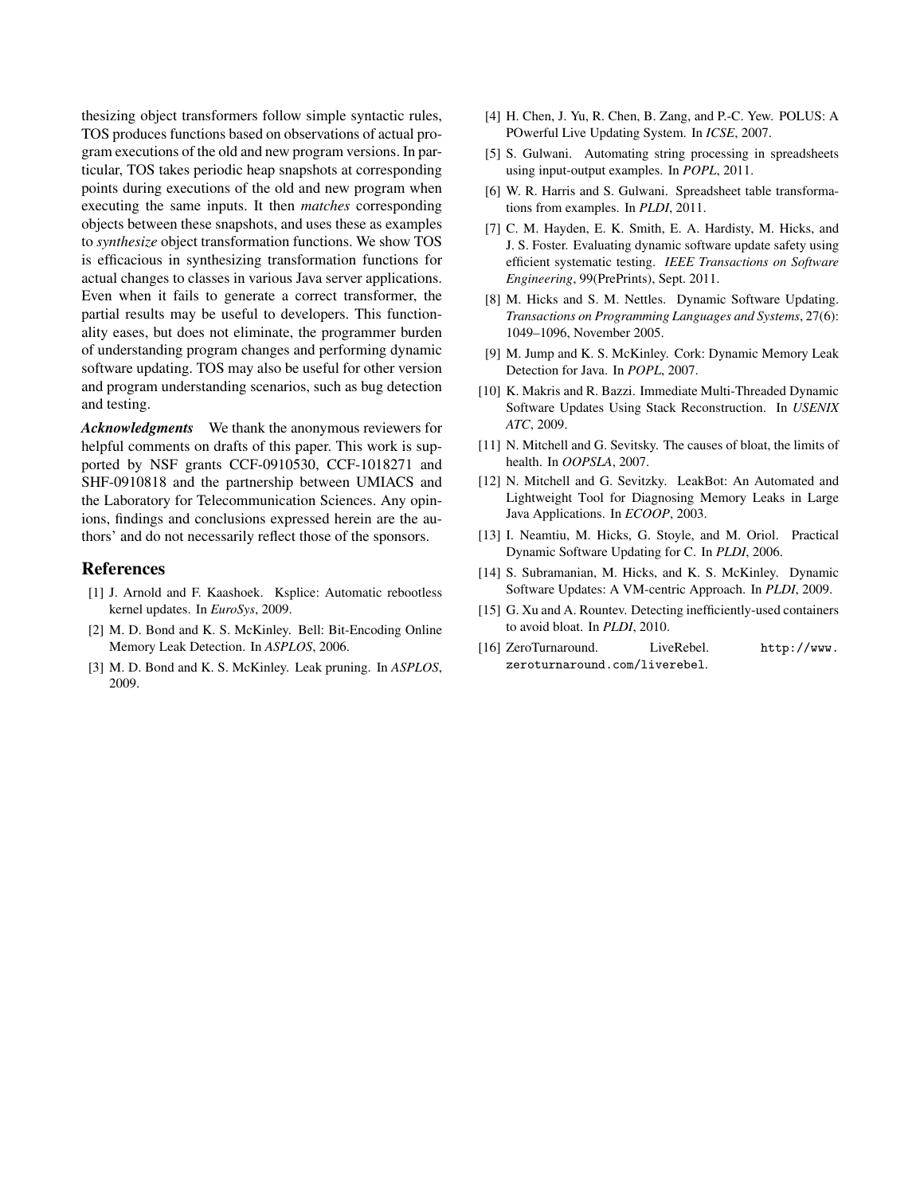thesizing object transformers follow simple syntactic rules, TOS produces functions based on observations of actual program executions of the old and new program versions. In particular, TOS takes periodic heap snapshots at corresponding points during executions of the old and new program when executing the same inputs. It then *matches* corresponding objects between these snapshots, and uses these as examples to *synthesize* object transformation functions. We show TOS is efficacious in synthesizing transformation functions for actual changes to classes in various Java server applications. Even when it fails to generate a correct transformer, the partial results may be useful to developers. This functionality eases, but does not eliminate, the programmer burden of understanding program changes and performing dynamic software updating. TOS may also be useful for other version and program understanding scenarios, such as bug detection and testing.

***Acknowledgments*** We thank the anonymous reviewers for helpful comments on drafts of this paper. This work is supported by NSF grants CCF-0910530, CCF-1018271 and SHF-0910818 and the partnership between UMIACS and the Laboratory for Telecommunication Sciences. Any opinions, findings and conclusions expressed herein are the authors' and do not necessarily reflect those of the sponsors.

## References

[1] J. Arnold and F. Kaashoek. Ksplice: Automatic rebootless kernel updates. In *EuroSys*, 2009.

[2] M. D. Bond and K. S. McKinley. Bell: Bit-Encoding Online Memory Leak Detection. In *ASPLOS*, 2006.

[3] M. D. Bond and K. S. McKinley. Leak pruning. In *ASPLOS*, 2009.

[4] H. Chen, J. Yu, R. Chen, B. Zang, and P.-C. Yew. POLUS: A POwerful Live Updating System. In *ICSE*, 2007.

[5] S. Gulwani. Automating string processing in spreadsheets using input-output examples. In *POPL*, 2011.

[6] W. R. Harris and S. Gulwani. Spreadsheet table transformations from examples. In *PLDI*, 2011.

[7] C. M. Hayden, E. K. Smith, E. A. Hardisty, M. Hicks, and J. S. Foster. Evaluating dynamic software update safety using efficient systematic testing. *IEEE Transactions on Software Engineering*, 99(PrePrints), Sept. 2011.

[8] M. Hicks and S. M. Nettles. Dynamic Software Updating. *Transactions on Programming Languages and Systems*, 27(6): 1049–1096, November 2005.

[9] M. Jump and K. S. McKinley. Cork: Dynamic Memory Leak Detection for Java. In *POPL*, 2007.

[10] K. Makris and R. Bazzi. Immediate Multi-Threaded Dynamic Software Updates Using Stack Reconstruction. In *USENIX ATC*, 2009.

[11] N. Mitchell and G. Sevitsky. The causes of bloat, the limits of health. In *OOPSLA*, 2007.

[12] N. Mitchell and G. Sevitzky. LeakBot: An Automated and Lightweight Tool for Diagnosing Memory Leaks in Large Java Applications. In *ECOOP*, 2003.

[13] I. Neamtiu, M. Hicks, G. Stoyle, and M. Oriol. Practical Dynamic Software Updating for C. In *PLDI*, 2006.

[14] S. Subramanian, M. Hicks, and K. S. McKinley. Dynamic Software Updates: A VM-centric Approach. In *PLDI*, 2009.

[15] G. Xu and A. Rountev. Detecting inefficiently-used containers to avoid bloat. In *PLDI*, 2010.

[16] ZeroTurnaround. LiveRebel. `http://www.zeroturnaround.com/liverebel`.